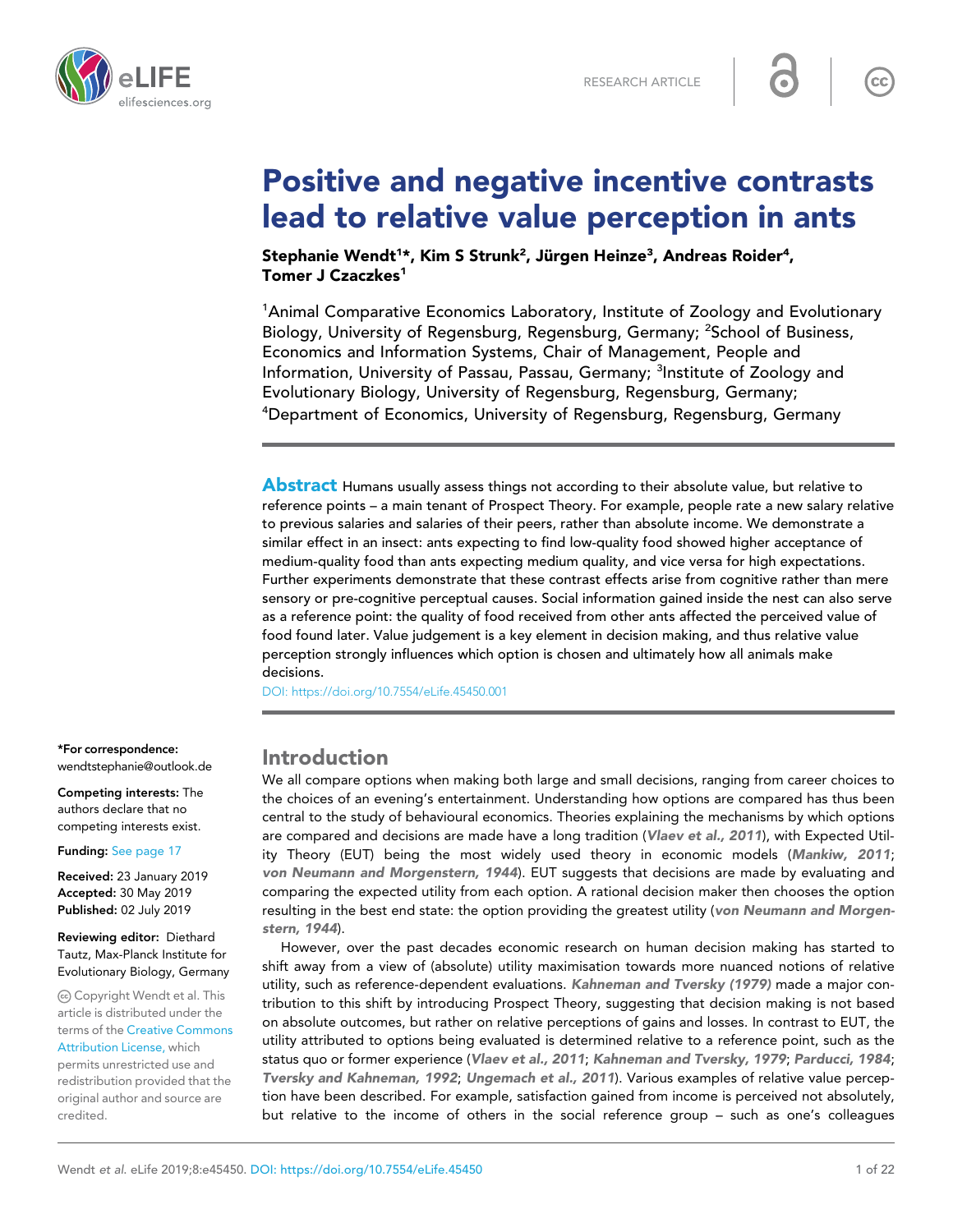RESEARCH ARTICLE

# Positive and negative incentive contrasts lead to relative value perception in ants

**Stephanie Wendt[1]*, Kim S Strunk[2], Jürgen Heinze[3], Andreas Roider[4], Tomer J Czaczkes[1]**

[1]Animal Comparative Economics Laboratory, Institute of Zoology and Evolutionary Biology, University of Regensburg, Regensburg, Germany; [2]School of Business, Economics and Information Systems, Chair of Management, People and Information, University of Passau, Passau, Germany; [3]Institute of Zoology and Evolutionary Biology, University of Regensburg, Regensburg, Germany; [4]Department of Economics, University of Regensburg, Regensburg, Germany

**Abstract** Humans usually assess things not according to their absolute value, but relative to reference points – a main tenant of Prospect Theory. For example, people rate a new salary relative to previous salaries and salaries of their peers, rather than absolute income. We demonstrate a similar effect in an insect: ants expecting to find low-quality food showed higher acceptance of medium-quality food than ants expecting medium quality, and vice versa for high expectations. Further experiments demonstrate that these contrast effects arise from cognitive rather than mere sensory or pre-cognitive perceptual causes. Social information gained inside the nest can also serve as a reference point: the quality of food received from other ants affected the perceived value of food found later. Value judgement is a key element in decision making, and thus relative value perception strongly influences which option is chosen and ultimately how all animals make decisions.

DOI: https://doi.org/10.7554/eLife.45450.001

*For correspondence: wendtstephanie@outlook.de

**Competing interests:** The authors declare that no competing interests exist.

**Funding:** See page 17

**Received:** 23 January 2019
**Accepted:** 30 May 2019
**Published:** 02 July 2019

**Reviewing editor:** Diethard Tautz, Max-Planck Institute for Evolutionary Biology, Germany

Copyright Wendt et al. This article is distributed under the terms of the Creative Commons Attribution License, which permits unrestricted use and redistribution provided that the original author and source are credited.

## Introduction

We all compare options when making both large and small decisions, ranging from career choices to the choices of an evening's entertainment. Understanding how options are compared has thus been central to the study of behavioural economics. Theories explaining the mechanisms by which options are compared and decisions are made have a long tradition (*Vlaev et al., 2011*), with Expected Utility Theory (EUT) being the most widely used theory in economic models (*Mankiw, 2011*; *von Neumann and Morgenstern, 1944*). EUT suggests that decisions are made by evaluating and comparing the expected utility from each option. A rational decision maker then chooses the option resulting in the best end state: the option providing the greatest utility (*von Neumann and Morgenstern, 1944*).

However, over the past decades economic research on human decision making has started to shift away from a view of (absolute) utility maximisation towards more nuanced notions of relative utility, such as reference-dependent evaluations. *Kahneman and Tversky (1979)* made a major contribution to this shift by introducing Prospect Theory, suggesting that decision making is not based on absolute outcomes, but rather on relative perceptions of gains and losses. In contrast to EUT, the utility attributed to options being evaluated is determined relative to a reference point, such as the status quo or former experience (*Vlaev et al., 2011*; *Kahneman and Tversky, 1979*; *Parducci, 1984*; *Tversky and Kahneman, 1992*; *Ungemach et al., 2011*). Various examples of relative value perception have been described. For example, satisfaction gained from income is perceived not absolutely, but relative to the income of others in the social reference group – such as one's colleagues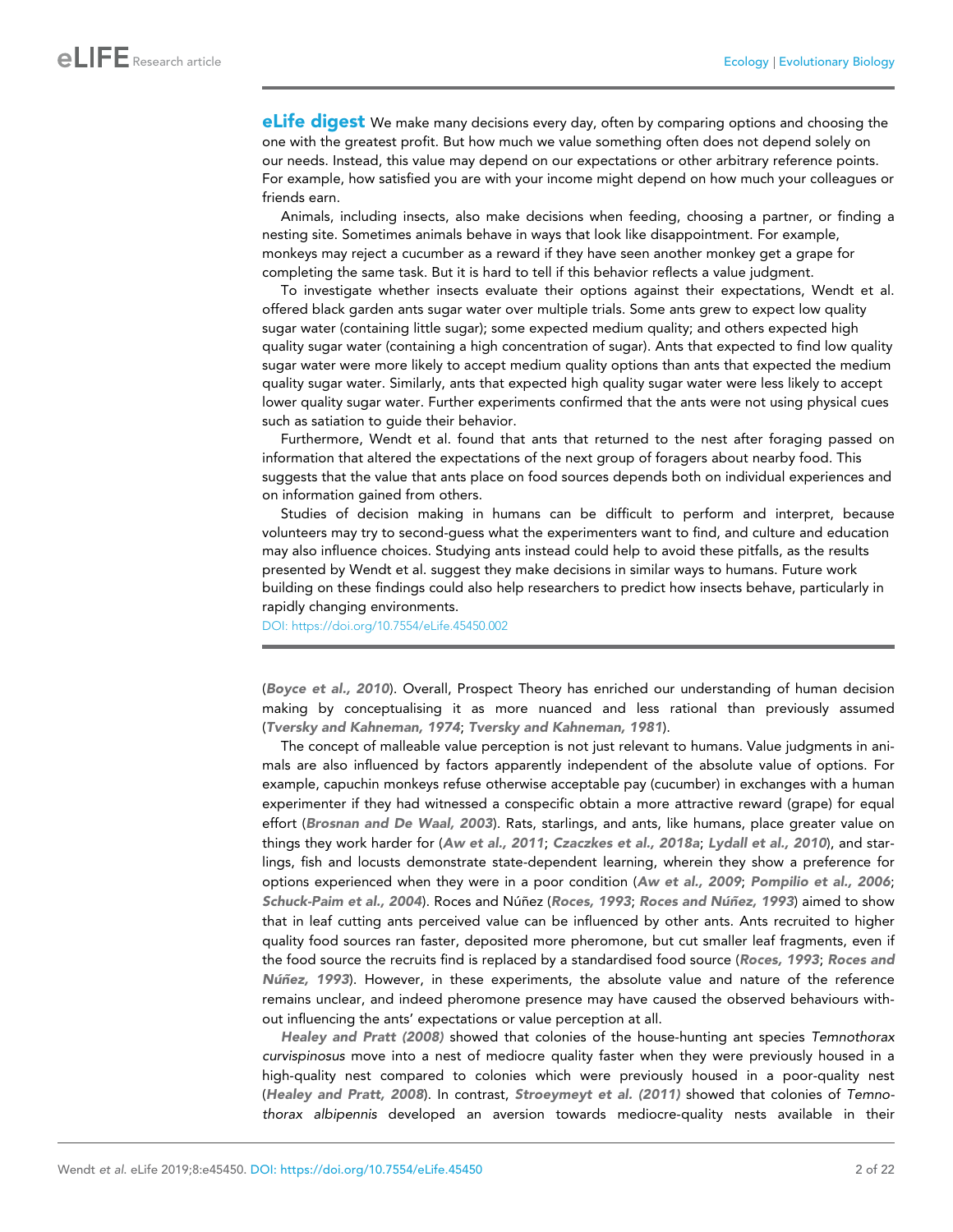**eLife digest** We make many decisions every day, often by comparing options and choosing the one with the greatest profit. But how much we value something often does not depend solely on our needs. Instead, this value may depend on our expectations or other arbitrary reference points. For example, how satisfied you are with your income might depend on how much your colleagues or friends earn.

Animals, including insects, also make decisions when feeding, choosing a partner, or finding a nesting site. Sometimes animals behave in ways that look like disappointment. For example, monkeys may reject a cucumber as a reward if they have seen another monkey get a grape for completing the same task. But it is hard to tell if this behavior reflects a value judgment.

To investigate whether insects evaluate their options against their expectations, Wendt et al. offered black garden ants sugar water over multiple trials. Some ants grew to expect low quality sugar water (containing little sugar); some expected medium quality; and others expected high quality sugar water (containing a high concentration of sugar). Ants that expected to find low quality sugar water were more likely to accept medium quality options than ants that expected the medium quality sugar water. Similarly, ants that expected high quality sugar water were less likely to accept lower quality sugar water. Further experiments confirmed that the ants were not using physical cues such as satiation to guide their behavior.

Furthermore, Wendt et al. found that ants that returned to the nest after foraging passed on information that altered the expectations of the next group of foragers about nearby food. This suggests that the value that ants place on food sources depends both on individual experiences and on information gained from others.

Studies of decision making in humans can be difficult to perform and interpret, because volunteers may try to second-guess what the experimenters want to find, and culture and education may also influence choices. Studying ants instead could help to avoid these pitfalls, as the results presented by Wendt et al. suggest they make decisions in similar ways to humans. Future work building on these findings could also help researchers to predict how insects behave, particularly in rapidly changing environments.

DOI: https://doi.org/10.7554/eLife.45450.002

(**Boyce et al., 2010**). Overall, Prospect Theory has enriched our understanding of human decision making by conceptualising it as more nuanced and less rational than previously assumed (**Tversky and Kahneman, 1974**; **Tversky and Kahneman, 1981**).

The concept of malleable value perception is not just relevant to humans. Value judgments in animals are also influenced by factors apparently independent of the absolute value of options. For example, capuchin monkeys refuse otherwise acceptable pay (cucumber) in exchanges with a human experimenter if they had witnessed a conspecific obtain a more attractive reward (grape) for equal effort (**Brosnan and De Waal, 2003**). Rats, starlings, and ants, like humans, place greater value on things they work harder for (**Aw et al., 2011**; **Czaczkes et al., 2018a**; **Lydall et al., 2010**), and starlings, fish and locusts demonstrate state-dependent learning, wherein they show a preference for options experienced when they were in a poor condition (**Aw et al., 2009**; **Pompilio et al., 2006**; **Schuck-Paim et al., 2004**). Roces and Núñez (**Roces, 1993**; **Roces and Núñez, 1993**) aimed to show that in leaf cutting ants perceived value can be influenced by other ants. Ants recruited to higher quality food sources ran faster, deposited more pheromone, but cut smaller leaf fragments, even if the food source the recruits find is replaced by a standardised food source (**Roces, 1993**; **Roces and Núñez, 1993**). However, in these experiments, the absolute value and nature of the reference remains unclear, and indeed pheromone presence may have caused the observed behaviours without influencing the ants' expectations or value perception at all.

**Healey and Pratt (2008)** showed that colonies of the house-hunting ant species *Temnothorax curvispinosus* move into a nest of mediocre quality faster when they were previously housed in a high-quality nest compared to colonies which were previously housed in a poor-quality nest (**Healey and Pratt, 2008**). In contrast, **Stroeymeyt et al. (2011)** showed that colonies of *Temnothorax albipennis* developed an aversion towards mediocre-quality nests available in their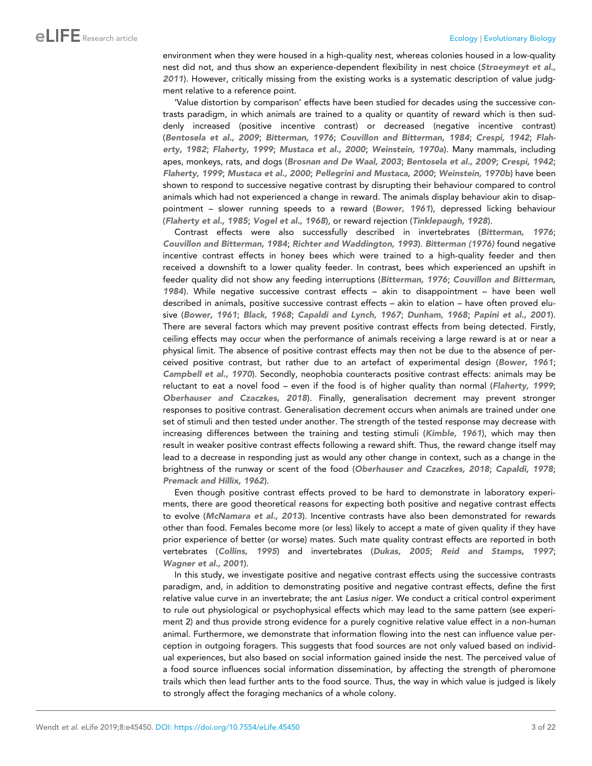environment when they were housed in a high-quality nest, whereas colonies housed in a low-quality nest did not, and thus show an experience-dependent flexibility in nest choice (**Stroeymeyt et al., 2011**). However, critically missing from the existing works is a systematic description of value judgment relative to a reference point.

'Value distortion by comparison' effects have been studied for decades using the successive contrasts paradigm, in which animals are trained to a quality or quantity of reward which is then suddenly increased (positive incentive contrast) or decreased (negative incentive contrast) (**Bentosela et al., 2009**; **Bitterman, 1976**; **Couvillon and Bitterman, 1984**; **Crespi, 1942**; **Flaherty, 1982**; **Flaherty, 1999**; **Mustaca et al., 2000**; **Weinstein, 1970a**). Many mammals, including apes, monkeys, rats, and dogs (**Brosnan and De Waal, 2003**; **Bentosela et al., 2009**; **Crespi, 1942**; **Flaherty, 1999**; **Mustaca et al., 2000**; **Pellegrini and Mustaca, 2000**; **Weinstein, 1970b**) have been shown to respond to successive negative contrast by disrupting their behaviour compared to control animals which had not experienced a change in reward. The animals display behaviour akin to disappointment – slower running speeds to a reward (**Bower, 1961**), depressed licking behaviour (**Flaherty et al., 1985**; **Vogel et al., 1968**), or reward rejection (**Tinklepaugh, 1928**).

Contrast effects were also successfully described in invertebrates (**Bitterman, 1976**; **Couvillon and Bitterman, 1984**; **Richter and Waddington, 1993**). **Bitterman (1976)** found negative incentive contrast effects in honey bees which were trained to a high-quality feeder and then received a downshift to a lower quality feeder. In contrast, bees which experienced an upshift in feeder quality did not show any feeding interruptions (**Bitterman, 1976**; **Couvillon and Bitterman, 1984**). While negative successive contrast effects – akin to disappointment – have been well described in animals, positive successive contrast effects – akin to elation – have often proved elusive (**Bower, 1961**; **Black, 1968**; **Capaldi and Lynch, 1967**; **Dunham, 1968**; **Papini et al., 2001**). There are several factors which may prevent positive contrast effects from being detected. Firstly, ceiling effects may occur when the performance of animals receiving a large reward is at or near a physical limit. The absence of positive contrast effects may then not be due to the absence of perceived positive contrast, but rather due to an artefact of experimental design (**Bower, 1961**; **Campbell et al., 1970**). Secondly, neophobia counteracts positive contrast effects: animals may be reluctant to eat a novel food – even if the food is of higher quality than normal (**Flaherty, 1999**; **Oberhauser and Czaczkes, 2018**). Finally, generalisation decrement may prevent stronger responses to positive contrast. Generalisation decrement occurs when animals are trained under one set of stimuli and then tested under another. The strength of the tested response may decrease with increasing differences between the training and testing stimuli (**Kimble, 1961**), which may then result in weaker positive contrast effects following a reward shift. Thus, the reward change itself may lead to a decrease in responding just as would any other change in context, such as a change in the brightness of the runway or scent of the food (**Oberhauser and Czaczkes, 2018**; **Capaldi, 1978**; **Premack and Hillix, 1962**).

Even though positive contrast effects proved to be hard to demonstrate in laboratory experiments, there are good theoretical reasons for expecting both positive and negative contrast effects to evolve (**McNamara et al., 2013**). Incentive contrasts have also been demonstrated for rewards other than food. Females become more (or less) likely to accept a mate of given quality if they have prior experience of better (or worse) mates. Such mate quality contrast effects are reported in both vertebrates (**Collins, 1995**) and invertebrates (**Dukas, 2005**; **Reid and Stamps, 1997**; **Wagner et al., 2001**).

In this study, we investigate positive and negative contrast effects using the successive contrasts paradigm, and, in addition to demonstrating positive and negative contrast effects, define the first relative value curve in an invertebrate; the ant *Lasius niger*. We conduct a critical control experiment to rule out physiological or psychophysical effects which may lead to the same pattern (see experiment 2) and thus provide strong evidence for a purely cognitive relative value effect in a non-human animal. Furthermore, we demonstrate that information flowing into the nest can influence value perception in outgoing foragers. This suggests that food sources are not only valued based on individual experiences, but also based on social information gained inside the nest. The perceived value of a food source influences social information dissemination, by affecting the strength of pheromone trails which then lead further ants to the food source. Thus, the way in which value is judged is likely to strongly affect the foraging mechanics of a whole colony.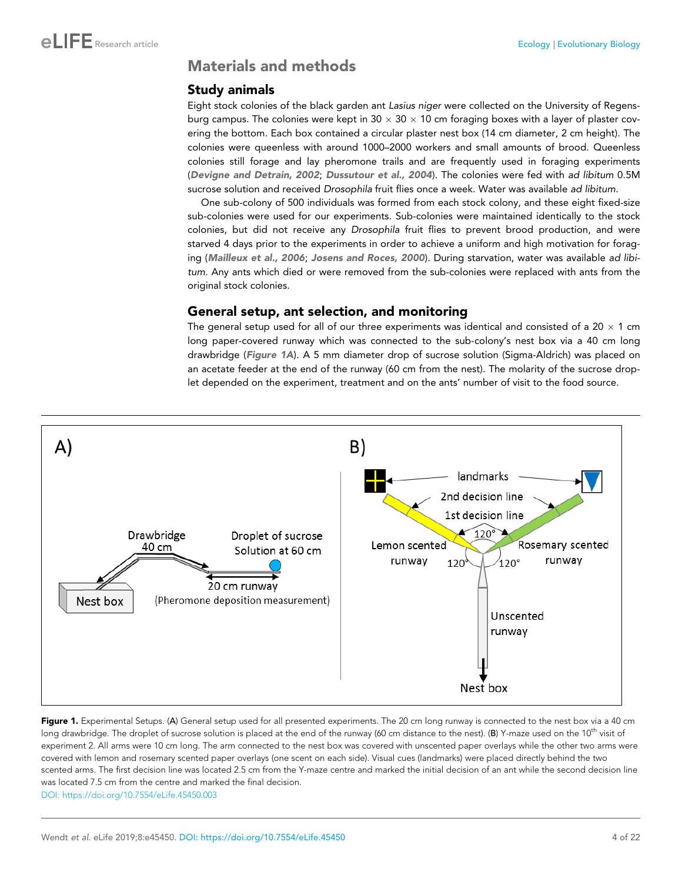## Materials and methods

### Study animals

Eight stock colonies of the black garden ant *Lasius niger* were collected on the University of Regensburg campus. The colonies were kept in 30 × 30 × 10 cm foraging boxes with a layer of plaster covering the bottom. Each box contained a circular plaster nest box (14 cm diameter, 2 cm height). The colonies were queenless with around 1000–2000 workers and small amounts of brood. Queenless colonies still forage and lay pheromone trails and are frequently used in foraging experiments (**Devigne and Detrain, 2002**; **Dussutour et al., 2004**). The colonies were fed with *ad libitum* 0.5M sucrose solution and received *Drosophila* fruit flies once a week. Water was available *ad libitum*.

One sub-colony of 500 individuals was formed from each stock colony, and these eight fixed-size sub-colonies were used for our experiments. Sub-colonies were maintained identically to the stock colonies, but did not receive any *Drosophila* fruit flies to prevent brood production, and were starved 4 days prior to the experiments in order to achieve a uniform and high motivation for foraging (**Mailleux et al., 2006**; **Josens and Roces, 2000**). During starvation, water was available *ad libitum*. Any ants which died or were removed from the sub-colonies were replaced with ants from the original stock colonies.

### General setup, ant selection, and monitoring

The general setup used for all of our three experiments was identical and consisted of a 20 × 1 cm long paper-covered runway which was connected to the sub-colony's nest box via a 40 cm long drawbridge (**Figure 1A**). A 5 mm diameter drop of sucrose solution (Sigma-Aldrich) was placed on an acetate feeder at the end of the runway (60 cm from the nest). The molarity of the sucrose droplet depended on the experiment, treatment and on the ants' number of visit to the food source.

**Figure 1.** Experimental Setups. (**A**) General setup used for all presented experiments. The 20 cm long runway is connected to the nest box via a 40 cm long drawbridge. The droplet of sucrose solution is placed at the end of the runway (60 cm distance to the nest). (**B**) Y-maze used on the 10th visit of experiment 2. All arms were 10 cm long. The arm connected to the nest box was covered with unscented paper overlays while the other two arms were covered with lemon and rosemary scented paper overlays (one scent on each side). Visual cues (landmarks) were placed directly behind the two scented arms. The first decision line was located 2.5 cm from the Y-maze centre and marked the initial decision of an ant while the second decision line was located 7.5 cm from the centre and marked the final decision.

DOI: https://doi.org/10.7554/eLife.45450.003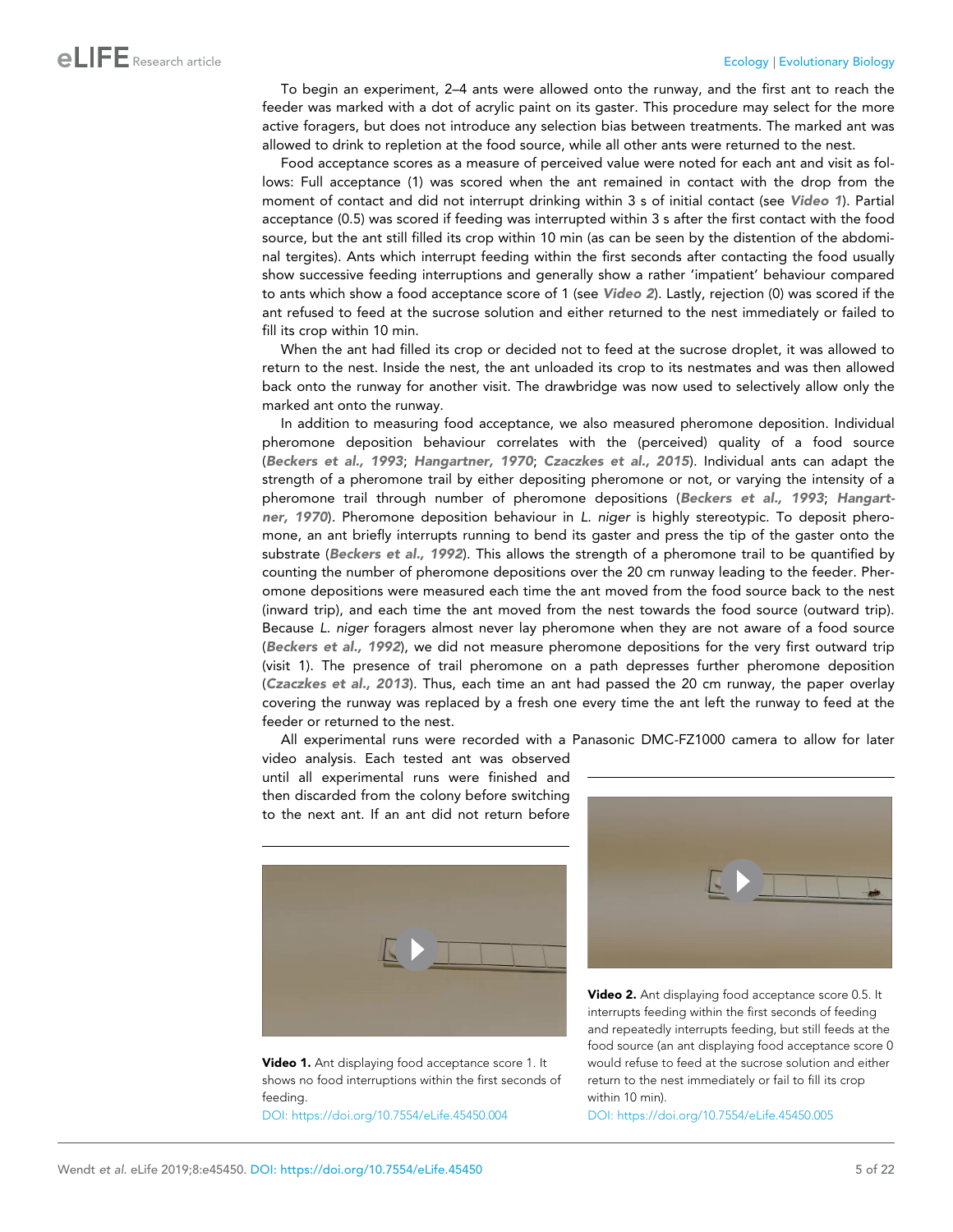To begin an experiment, 2–4 ants were allowed onto the runway, and the first ant to reach the feeder was marked with a dot of acrylic paint on its gaster. This procedure may select for the more active foragers, but does not introduce any selection bias between treatments. The marked ant was allowed to drink to repletion at the food source, while all other ants were returned to the nest.

Food acceptance scores as a measure of perceived value were noted for each ant and visit as follows: Full acceptance (1) was scored when the ant remained in contact with the drop from the moment of contact and did not interrupt drinking within 3 s of initial contact (see **Video 1**). Partial acceptance (0.5) was scored if feeding was interrupted within 3 s after the first contact with the food source, but the ant still filled its crop within 10 min (as can be seen by the distention of the abdominal tergites). Ants which interrupt feeding within the first seconds after contacting the food usually show successive feeding interruptions and generally show a rather 'impatient' behaviour compared to ants which show a food acceptance score of 1 (see **Video 2**). Lastly, rejection (0) was scored if the ant refused to feed at the sucrose solution and either returned to the nest immediately or failed to fill its crop within 10 min.

When the ant had filled its crop or decided not to feed at the sucrose droplet, it was allowed to return to the nest. Inside the nest, the ant unloaded its crop to its nestmates and was then allowed back onto the runway for another visit. The drawbridge was now used to selectively allow only the marked ant onto the runway.

In addition to measuring food acceptance, we also measured pheromone deposition. Individual pheromone deposition behaviour correlates with the (perceived) quality of a food source (**Beckers et al., 1993**; **Hangartner, 1970**; **Czaczkes et al., 2015**). Individual ants can adapt the strength of a pheromone trail by either depositing pheromone or not, or varying the intensity of a pheromone trail through number of pheromone depositions (**Beckers et al., 1993**; **Hangartner, 1970**). Pheromone deposition behaviour in *L. niger* is highly stereotypic. To deposit pheromone, an ant briefly interrupts running to bend its gaster and press the tip of the gaster onto the substrate (**Beckers et al., 1992**). This allows the strength of a pheromone trail to be quantified by counting the number of pheromone depositions over the 20 cm runway leading to the feeder. Pheromone depositions were measured each time the ant moved from the food source back to the nest (inward trip), and each time the ant moved from the nest towards the food source (outward trip). Because *L. niger* foragers almost never lay pheromone when they are not aware of a food source (**Beckers et al., 1992**), we did not measure pheromone depositions for the very first outward trip (visit 1). The presence of trail pheromone on a path depresses further pheromone deposition (**Czaczkes et al., 2013**). Thus, each time an ant had passed the 20 cm runway, the paper overlay covering the runway was replaced by a fresh one every time the ant left the runway to feed at the feeder or returned to the nest.

All experimental runs were recorded with a Panasonic DMC-FZ1000 camera to allow for later video analysis. Each tested ant was observed until all experimental runs were finished and then discarded from the colony before switching to the next ant. If an ant did not return before

**Video 1.** Ant displaying food acceptance score 1. It shows no food interruptions within the first seconds of feeding.
DOI: https://doi.org/10.7554/eLife.45450.004

**Video 2.** Ant displaying food acceptance score 0.5. It interrupts feeding within the first seconds of feeding and repeatedly interrupts feeding, but still feeds at the food source (an ant displaying food acceptance score 0 would refuse to feed at the sucrose solution and either return to the nest immediately or fail to fill its crop within 10 min).
DOI: https://doi.org/10.7554/eLife.45450.005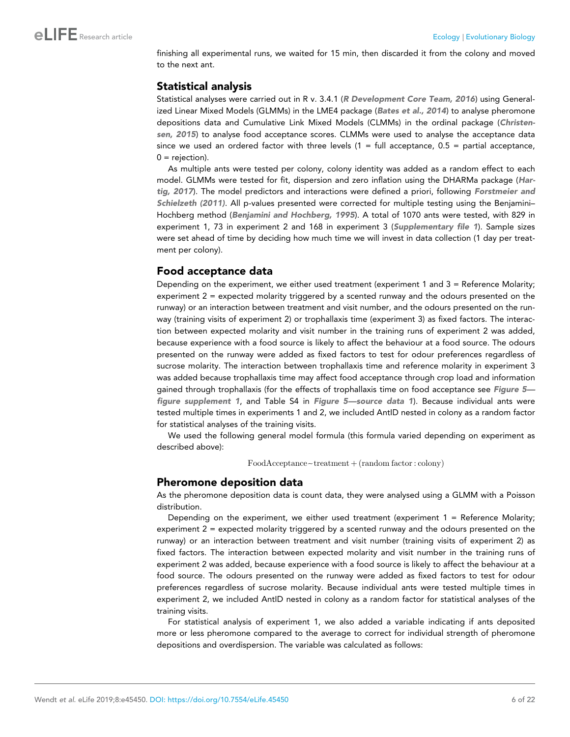finishing all experimental runs, we waited for 15 min, then discarded it from the colony and moved to the next ant.

## Statistical analysis

Statistical analyses were carried out in R v. 3.4.1 (***R Development Core Team, 2016***) using Generalized Linear Mixed Models (GLMMs) in the LME4 package (***Bates et al., 2014***) to analyse pheromone depositions data and Cumulative Link Mixed Models (CLMMs) in the ordinal package (***Christensen, 2015***) to analyse food acceptance scores. CLMMs were used to analyse the acceptance data since we used an ordered factor with three levels (1 = full acceptance, 0.5 = partial acceptance, 0 = rejection).

As multiple ants were tested per colony, colony identity was added as a random effect to each model. GLMMs were tested for fit, dispersion and zero inflation using the DHARMa package (***Hartig, 2017***). The model predictors and interactions were defined a priori, following ***Forstmeier and Schielzeth (2011)***. All p-values presented were corrected for multiple testing using the Benjamini–Hochberg method (***Benjamini and Hochberg, 1995***). A total of 1070 ants were tested, with 829 in experiment 1, 73 in experiment 2 and 168 in experiment 3 (***Supplementary file 1***). Sample sizes were set ahead of time by deciding how much time we will invest in data collection (1 day per treatment per colony).

## Food acceptance data

Depending on the experiment, we either used treatment (experiment 1 and 3 = Reference Molarity; experiment 2 = expected molarity triggered by a scented runway and the odours presented on the runway) or an interaction between treatment and visit number, and the odours presented on the runway (training visits of experiment 2) or trophallaxis time (experiment 3) as fixed factors. The interaction between expected molarity and visit number in the training runs of experiment 2 was added, because experience with a food source is likely to affect the behaviour at a food source. The odours presented on the runway were added as fixed factors to test for odour preferences regardless of sucrose molarity. The interaction between trophallaxis time and reference molarity in experiment 3 was added because trophallaxis time may affect food acceptance through crop load and information gained through trophallaxis (for the effects of trophallaxis time on food acceptance see ***Figure 5—figure supplement 1***, and Table S4 in ***Figure 5—source data 1***). Because individual ants were tested multiple times in experiments 1 and 2, we included AntID nested in colony as a random factor for statistical analyses of the training visits.

We used the following general model formula (this formula varied depending on experiment as described above):

$$\text{FoodAcceptance} \sim \text{treatment} + (\text{random factor} : \text{colony})$$

## Pheromone deposition data

As the pheromone deposition data is count data, they were analysed using a GLMM with a Poisson distribution.

Depending on the experiment, we either used treatment (experiment 1 = Reference Molarity; experiment 2 = expected molarity triggered by a scented runway and the odours presented on the runway) or an interaction between treatment and visit number (training visits of experiment 2) as fixed factors. The interaction between expected molarity and visit number in the training runs of experiment 2 was added, because experience with a food source is likely to affect the behaviour at a food source. The odours presented on the runway were added as fixed factors to test for odour preferences regardless of sucrose molarity. Because individual ants were tested multiple times in experiment 2, we included AntID nested in colony as a random factor for statistical analyses of the training visits.

For statistical analysis of experiment 1, we also added a variable indicating if ants deposited more or less pheromone compared to the average to correct for individual strength of pheromone depositions and overdispersion. The variable was calculated as follows: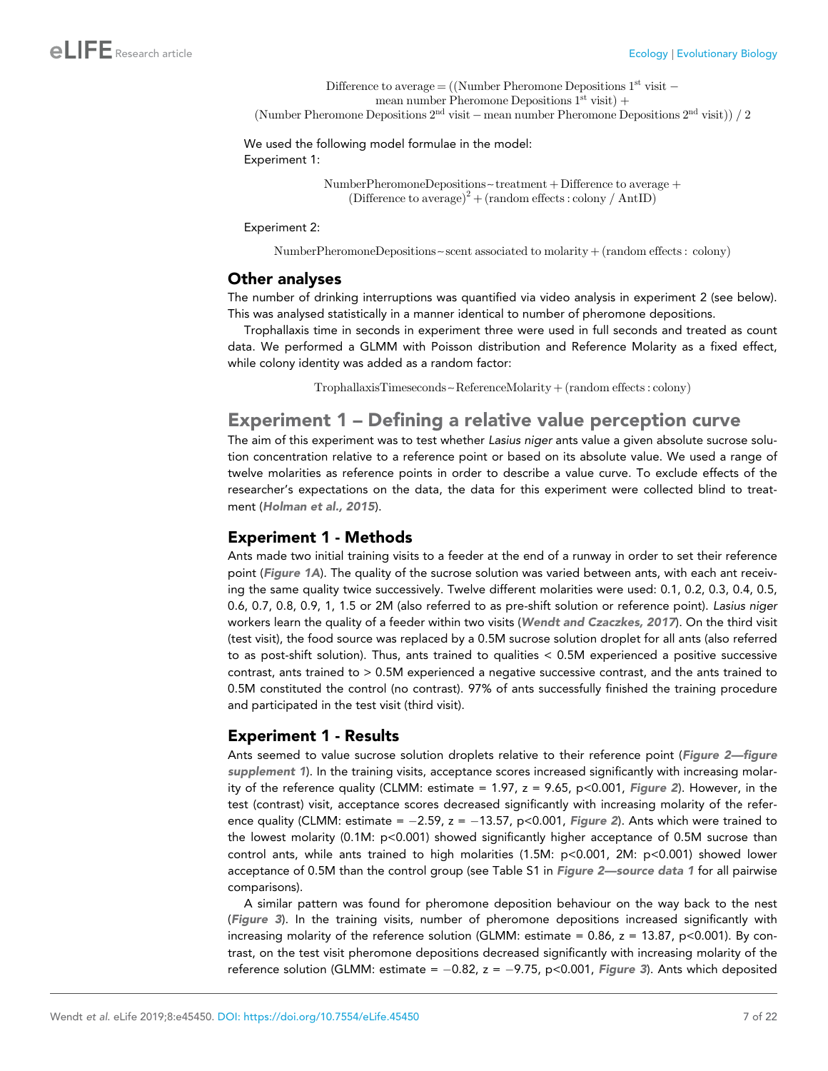$$\text{Difference to average} = ((\text{Number Pheromone Depositions } 1^{\text{st}} \text{ visit} - \text{mean number Pheromone Depositions } 1^{\text{st}} \text{ visit}) + (\text{Number Pheromone Depositions } 2^{\text{nd}} \text{ visit} - \text{mean number Pheromone Depositions } 2^{\text{nd}} \text{ visit})) \,/\, 2$$

We used the following model formulae in the model:
Experiment 1:

$$\text{NumberPheromoneDepositions} \sim \text{treatment} + \text{Difference to average} + (\text{Difference to average})^2 + (\text{random effects : colony / AntID})$$

Experiment 2:

$$\text{NumberPheromoneDepositions} \sim \text{scent associated to molarity} + (\text{random effects : colony})$$

## Other analyses

The number of drinking interruptions was quantified via video analysis in experiment 2 (see below). This was analysed statistically in a manner identical to number of pheromone depositions.

Trophallaxis time in seconds in experiment three were used in full seconds and treated as count data. We performed a GLMM with Poisson distribution and Reference Molarity as a fixed effect, while colony identity was added as a random factor:

$$\text{TrophallaxisTimeseconds} \sim \text{ReferenceMolarity} + (\text{random effects : colony})$$

# Experiment 1 – Defining a relative value perception curve

The aim of this experiment was to test whether *Lasius niger* ants value a given absolute sucrose solution concentration relative to a reference point or based on its absolute value. We used a range of twelve molarities as reference points in order to describe a value curve. To exclude effects of the researcher's expectations on the data, the data for this experiment were collected blind to treatment (***Holman et al., 2015***).

## Experiment 1 - Methods

Ants made two initial training visits to a feeder at the end of a runway in order to set their reference point (***Figure 1A***). The quality of the sucrose solution was varied between ants, with each ant receiving the same quality twice successively. Twelve different molarities were used: 0.1, 0.2, 0.3, 0.4, 0.5, 0.6, 0.7, 0.8, 0.9, 1, 1.5 or 2M (also referred to as pre-shift solution or reference point). *Lasius niger* workers learn the quality of a feeder within two visits (***Wendt and Czaczkes, 2017***). On the third visit (test visit), the food source was replaced by a 0.5M sucrose solution droplet for all ants (also referred to as post-shift solution). Thus, ants trained to qualities < 0.5M experienced a positive successive contrast, ants trained to > 0.5M experienced a negative successive contrast, and the ants trained to 0.5M constituted the control (no contrast). 97% of ants successfully finished the training procedure and participated in the test visit (third visit).

## Experiment 1 - Results

Ants seemed to value sucrose solution droplets relative to their reference point (***Figure 2—figure supplement 1***). In the training visits, acceptance scores increased significantly with increasing molarity of the reference quality (CLMM: estimate = 1.97, z = 9.65, $p<0.001$, ***Figure 2***). However, in the test (contrast) visit, acceptance scores decreased significantly with increasing molarity of the reference quality (CLMM: estimate = −2.59, z = −13.57, $p<0.001$, ***Figure 2***). Ants which were trained to the lowest molarity (0.1M: $p<0.001$) showed significantly higher acceptance of 0.5M sucrose than control ants, while ants trained to high molarities (1.5M: $p<0.001$, 2M: $p<0.001$) showed lower acceptance of 0.5M than the control group (see Table S1 in ***Figure 2—source data 1*** for all pairwise comparisons).

A similar pattern was found for pheromone deposition behaviour on the way back to the nest (***Figure 3***). In the training visits, number of pheromone depositions increased significantly with increasing molarity of the reference solution (GLMM: estimate = 0.86, z = 13.87, $p<0.001$). By contrast, on the test visit pheromone depositions decreased significantly with increasing molarity of the reference solution (GLMM: estimate = −0.82, z = −9.75, $p<0.001$, ***Figure 3***). Ants which deposited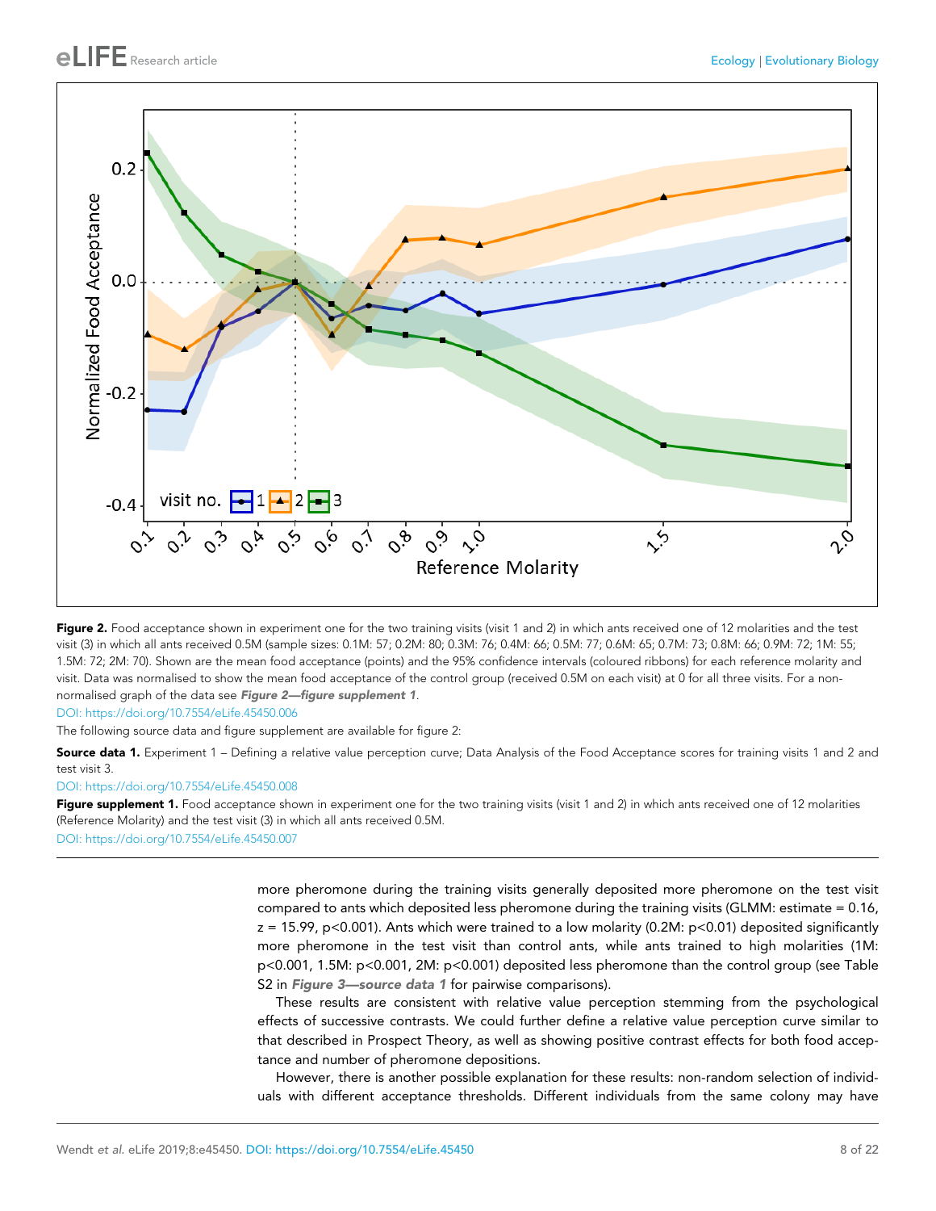**Figure 2.** Food acceptance shown in experiment one for the two training visits (visit 1 and 2) in which ants received one of 12 molarities and the test visit (3) in which all ants received 0.5M (sample sizes: 0.1M: 57; 0.2M: 80; 0.3M: 76; 0.4M: 66; 0.5M: 77; 0.6M: 65; 0.7M: 73; 0.8M: 66; 0.9M: 72; 1M: 55; 1.5M: 72; 2M: 70). Shown are the mean food acceptance (points) and the 95% confidence intervals (coloured ribbons) for each reference molarity and visit. Data was normalised to show the mean food acceptance of the control group (received 0.5M on each visit) at 0 for all three visits. For a non-normalised graph of the data see ***Figure 2—figure supplement 1***.

DOI: https://doi.org/10.7554/eLife.45450.006

The following source data and figure supplement are available for figure 2:

**Source data 1.** Experiment 1 – Defining a relative value perception curve; Data Analysis of the Food Acceptance scores for training visits 1 and 2 and test visit 3.

DOI: https://doi.org/10.7554/eLife.45450.008

**Figure supplement 1.** Food acceptance shown in experiment one for the two training visits (visit 1 and 2) in which ants received one of 12 molarities (Reference Molarity) and the test visit (3) in which all ants received 0.5M.

DOI: https://doi.org/10.7554/eLife.45450.007

more pheromone during the training visits generally deposited more pheromone on the test visit compared to ants which deposited less pheromone during the training visits (GLMM: estimate = 0.16, z = 15.99, $p<0.001$). Ants which were trained to a low molarity (0.2M: $p<0.01$) deposited significantly more pheromone in the test visit than control ants, while ants trained to high molarities (1M: $p<0.001$, 1.5M: $p<0.001$, 2M: $p<0.001$) deposited less pheromone than the control group (see Table S2 in ***Figure 3—source data 1*** for pairwise comparisons).

These results are consistent with relative value perception stemming from the psychological effects of successive contrasts. We could further define a relative value perception curve similar to that described in Prospect Theory, as well as showing positive contrast effects for both food acceptance and number of pheromone depositions.

However, there is another possible explanation for these results: non-random selection of individuals with different acceptance thresholds. Different individuals from the same colony may have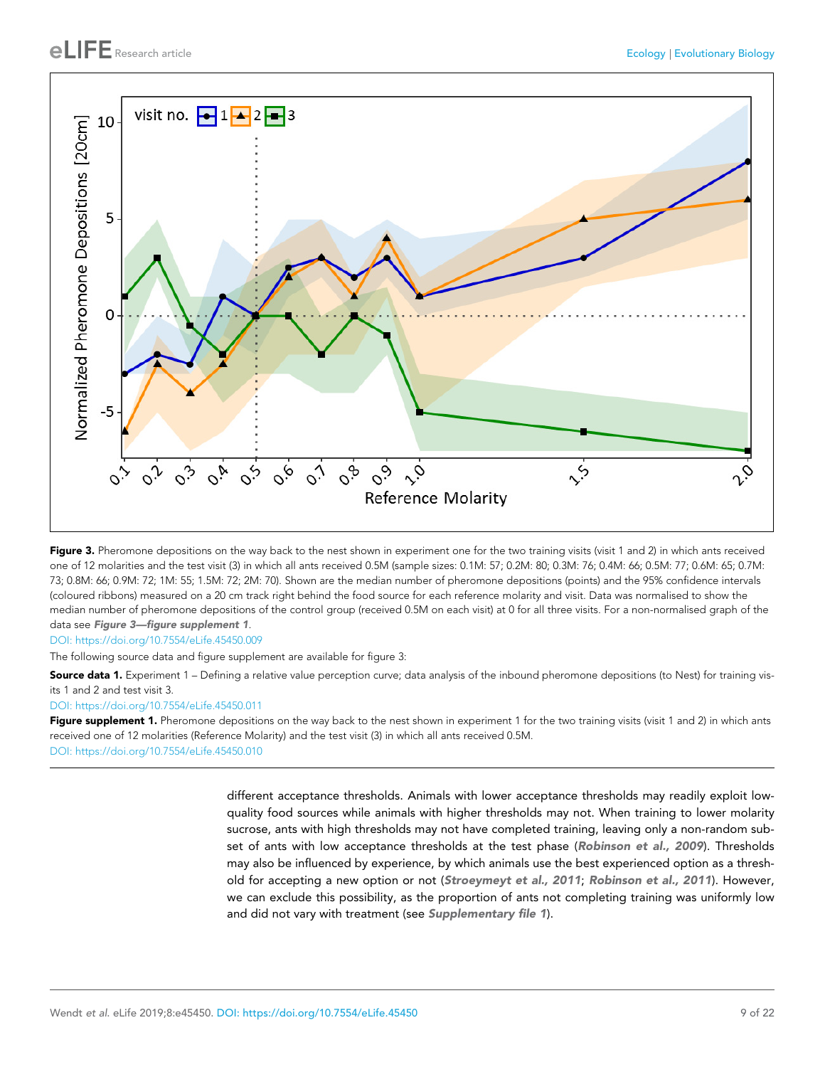**Figure 3.** Pheromone depositions on the way back to the nest shown in experiment one for the two training visits (visit 1 and 2) in which ants received one of 12 molarities and the test visit (3) in which all ants received 0.5M (sample sizes: 0.1M: 57; 0.2M: 80; 0.3M: 76; 0.4M: 66; 0.5M: 77; 0.6M: 65; 0.7M: 73; 0.8M: 66; 0.9M: 72; 1M: 55; 1.5M: 72; 2M: 70). Shown are the median number of pheromone depositions (points) and the 95% confidence intervals (coloured ribbons) measured on a 20 cm track right behind the food source for each reference molarity and visit. Data was normalised to show the median number of pheromone depositions of the control group (received 0.5M on each visit) at 0 for all three visits. For a non-normalised graph of the data see ***Figure 3—figure supplement 1***.

DOI: https://doi.org/10.7554/eLife.45450.009

The following source data and figure supplement are available for figure 3:

**Source data 1.** Experiment 1 – Defining a relative value perception curve; data analysis of the inbound pheromone depositions (to Nest) for training visits 1 and 2 and test visit 3.

DOI: https://doi.org/10.7554/eLife.45450.011

**Figure supplement 1.** Pheromone depositions on the way back to the nest shown in experiment 1 for the two training visits (visit 1 and 2) in which ants received one of 12 molarities (Reference Molarity) and the test visit (3) in which all ants received 0.5M.

DOI: https://doi.org/10.7554/eLife.45450.010

different acceptance thresholds. Animals with lower acceptance thresholds may readily exploit low-quality food sources while animals with higher thresholds may not. When training to lower molarity sucrose, ants with high thresholds may not have completed training, leaving only a non-random subset of ants with low acceptance thresholds at the test phase (***Robinson et al., 2009***). Thresholds may also be influenced by experience, by which animals use the best experienced option as a threshold for accepting a new option or not (***Stroeymeyt et al., 2011***; ***Robinson et al., 2011***). However, we can exclude this possibility, as the proportion of ants not completing training was uniformly low and did not vary with treatment (see ***Supplementary file 1***).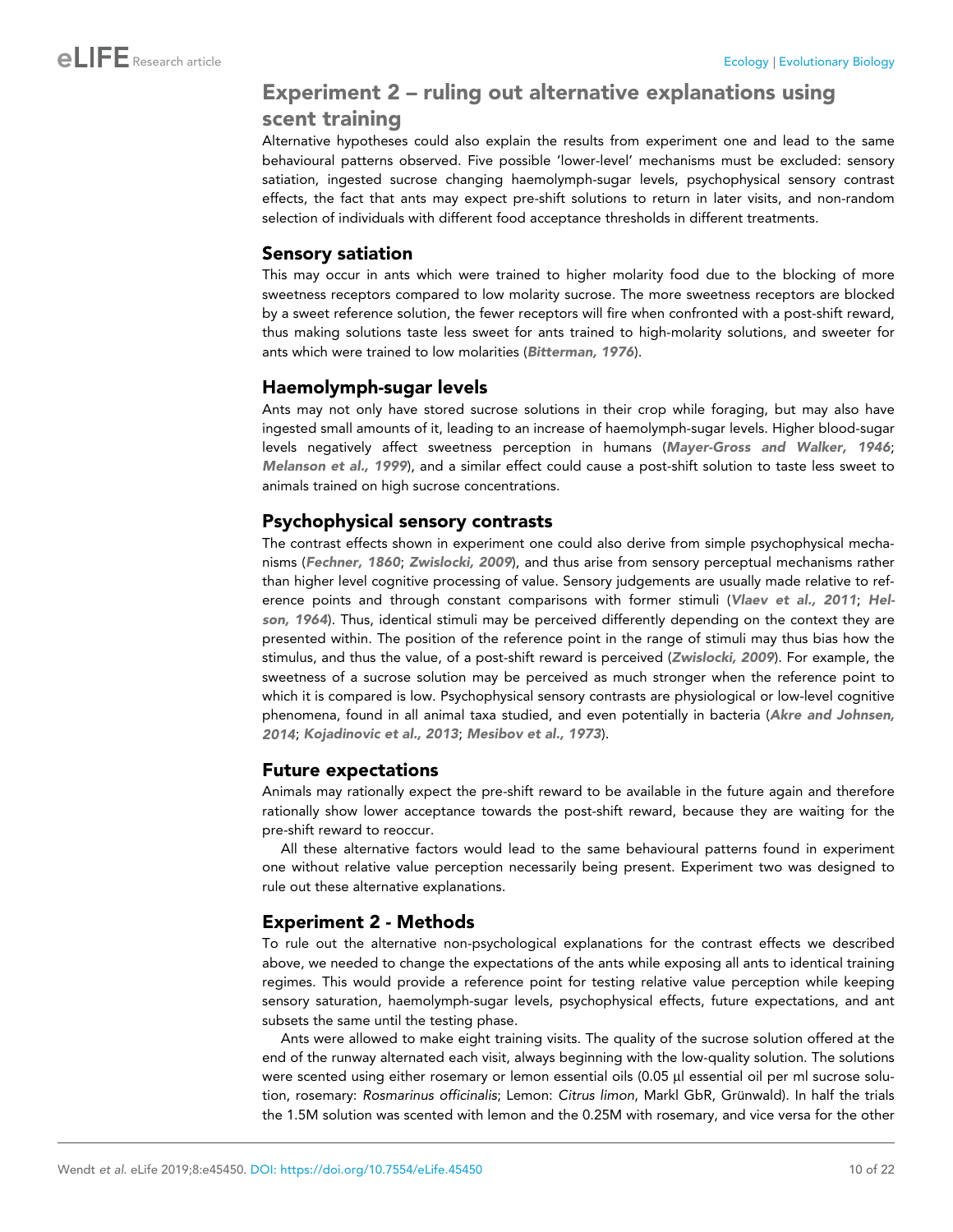## Experiment 2 – ruling out alternative explanations using scent training

Alternative hypotheses could also explain the results from experiment one and lead to the same behavioural patterns observed. Five possible 'lower-level' mechanisms must be excluded: sensory satiation, ingested sucrose changing haemolymph-sugar levels, psychophysical sensory contrast effects, the fact that ants may expect pre-shift solutions to return in later visits, and non-random selection of individuals with different food acceptance thresholds in different treatments.

### Sensory satiation

This may occur in ants which were trained to higher molarity food due to the blocking of more sweetness receptors compared to low molarity sucrose. The more sweetness receptors are blocked by a sweet reference solution, the fewer receptors will fire when confronted with a post-shift reward, thus making solutions taste less sweet for ants trained to high-molarity solutions, and sweeter for ants which were trained to low molarities (**Bitterman, 1976**).

### Haemolymph-sugar levels

Ants may not only have stored sucrose solutions in their crop while foraging, but may also have ingested small amounts of it, leading to an increase of haemolymph-sugar levels. Higher blood-sugar levels negatively affect sweetness perception in humans (**Mayer-Gross and Walker, 1946**; **Melanson et al., 1999**), and a similar effect could cause a post-shift solution to taste less sweet to animals trained on high sucrose concentrations.

### Psychophysical sensory contrasts

The contrast effects shown in experiment one could also derive from simple psychophysical mechanisms (**Fechner, 1860**; **Zwislocki, 2009**), and thus arise from sensory perceptual mechanisms rather than higher level cognitive processing of value. Sensory judgements are usually made relative to reference points and through constant comparisons with former stimuli (**Vlaev et al., 2011**; **Helson, 1964**). Thus, identical stimuli may be perceived differently depending on the context they are presented within. The position of the reference point in the range of stimuli may thus bias how the stimulus, and thus the value, of a post-shift reward is perceived (**Zwislocki, 2009**). For example, the sweetness of a sucrose solution may be perceived as much stronger when the reference point to which it is compared is low. Psychophysical sensory contrasts are physiological or low-level cognitive phenomena, found in all animal taxa studied, and even potentially in bacteria (**Akre and Johnsen, 2014**; **Kojadinovic et al., 2013**; **Mesibov et al., 1973**).

### Future expectations

Animals may rationally expect the pre-shift reward to be available in the future again and therefore rationally show lower acceptance towards the post-shift reward, because they are waiting for the pre-shift reward to reoccur.

All these alternative factors would lead to the same behavioural patterns found in experiment one without relative value perception necessarily being present. Experiment two was designed to rule out these alternative explanations.

### Experiment 2 - Methods

To rule out the alternative non-psychological explanations for the contrast effects we described above, we needed to change the expectations of the ants while exposing all ants to identical training regimes. This would provide a reference point for testing relative value perception while keeping sensory saturation, haemolymph-sugar levels, psychophysical effects, future expectations, and ant subsets the same until the testing phase.

Ants were allowed to make eight training visits. The quality of the sucrose solution offered at the end of the runway alternated each visit, always beginning with the low-quality solution. The solutions were scented using either rosemary or lemon essential oils (0.05 µl essential oil per ml sucrose solution, rosemary: *Rosmarinus officinalis*; Lemon: *Citrus limon*, Markl GbR, Grünwald). In half the trials the 1.5M solution was scented with lemon and the 0.25M with rosemary, and vice versa for the other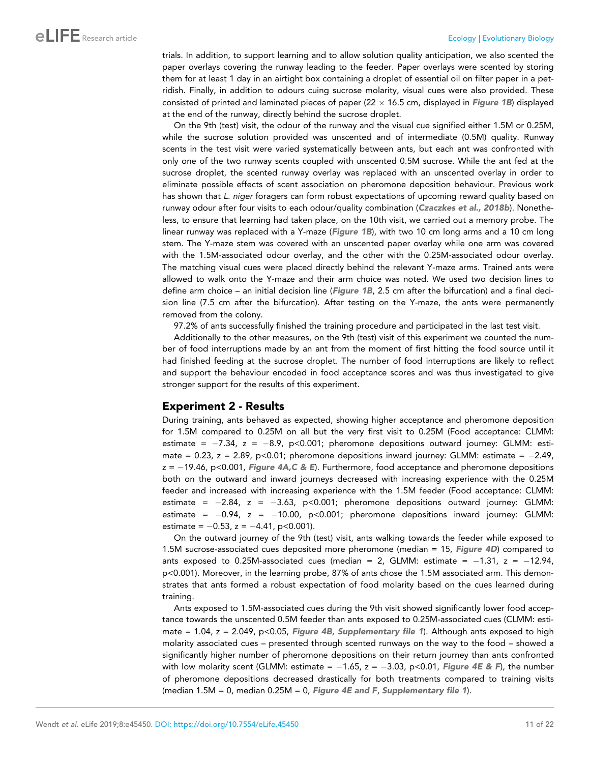trials. In addition, to support learning and to allow solution quality anticipation, we also scented the paper overlays covering the runway leading to the feeder. Paper overlays were scented by storing them for at least 1 day in an airtight box containing a droplet of essential oil on filter paper in a petridish. Finally, in addition to odours cuing sucrose molarity, visual cues were also provided. These consisted of printed and laminated pieces of paper (22 × 16.5 cm, displayed in ***Figure 1B***) displayed at the end of the runway, directly behind the sucrose droplet.

On the 9th (test) visit, the odour of the runway and the visual cue signified either 1.5M or 0.25M, while the sucrose solution provided was unscented and of intermediate (0.5M) quality. Runway scents in the test visit were varied systematically between ants, but each ant was confronted with only one of the two runway scents coupled with unscented 0.5M sucrose. While the ant fed at the sucrose droplet, the scented runway overlay was replaced with an unscented overlay in order to eliminate possible effects of scent association on pheromone deposition behaviour. Previous work has shown that *L. niger* foragers can form robust expectations of upcoming reward quality based on runway odour after four visits to each odour/quality combination (***Czaczkes et al., 2018b***). Nonetheless, to ensure that learning had taken place, on the 10th visit, we carried out a memory probe. The linear runway was replaced with a Y-maze (***Figure 1B***), with two 10 cm long arms and a 10 cm long stem. The Y-maze stem was covered with an unscented paper overlay while one arm was covered with the 1.5M-associated odour overlay, and the other with the 0.25M-associated odour overlay. The matching visual cues were placed directly behind the relevant Y-maze arms. Trained ants were allowed to walk onto the Y-maze and their arm choice was noted. We used two decision lines to define arm choice – an initial decision line (***Figure 1B***, 2.5 cm after the bifurcation) and a final decision line (7.5 cm after the bifurcation). After testing on the Y-maze, the ants were permanently removed from the colony.

97.2% of ants successfully finished the training procedure and participated in the last test visit.

Additionally to the other measures, on the 9th (test) visit of this experiment we counted the number of food interruptions made by an ant from the moment of first hitting the food source until it had finished feeding at the sucrose droplet. The number of food interruptions are likely to reflect and support the behaviour encoded in food acceptance scores and was thus investigated to give stronger support for the results of this experiment.

## Experiment 2 - Results

During training, ants behaved as expected, showing higher acceptance and pheromone deposition for 1.5M compared to 0.25M on all but the very first visit to 0.25M (Food acceptance: CLMM: estimate = −7.34, z = −8.9, $p<0.001$; pheromone depositions outward journey: GLMM: estimate = 0.23, z = 2.89, $p<0.01$; pheromone depositions inward journey: GLMM: estimate = −2.49, z = −19.46, $p<0.001$, ***Figure 4A,C & E***). Furthermore, food acceptance and pheromone depositions both on the outward and inward journeys decreased with increasing experience with the 0.25M feeder and increased with increasing experience with the 1.5M feeder (Food acceptance: CLMM: estimate = −2.84, z = −3.63, $p<0.001$; pheromone depositions outward journey: GLMM: estimate = −0.94, z = −10.00, $p<0.001$; pheromone depositions inward journey: GLMM: estimate = −0.53, z = −4.41, $p<0.001$).

On the outward journey of the 9th (test) visit, ants walking towards the feeder while exposed to 1.5M sucrose-associated cues deposited more pheromone (median = 15, ***Figure 4D***) compared to ants exposed to 0.25M-associated cues (median = 2, GLMM: estimate = −1.31, z = −12.94, $p<0.001$). Moreover, in the learning probe, 87% of ants chose the 1.5M associated arm. This demonstrates that ants formed a robust expectation of food molarity based on the cues learned during training.

Ants exposed to 1.5M-associated cues during the 9th visit showed significantly lower food acceptance towards the unscented 0.5M feeder than ants exposed to 0.25M-associated cues (CLMM: estimate = 1.04, z = 2.049, $p<0.05$, ***Figure 4B***, ***Supplementary file 1***). Although ants exposed to high molarity associated cues – presented through scented runways on the way to the food – showed a significantly higher number of pheromone depositions on their return journey than ants confronted with low molarity scent (GLMM: estimate = −1.65, z = −3.03, $p<0.01$, ***Figure 4E & F***), the number of pheromone depositions decreased drastically for both treatments compared to training visits (median 1.5M = 0, median 0.25M = 0, ***Figure 4E and F***, ***Supplementary file 1***).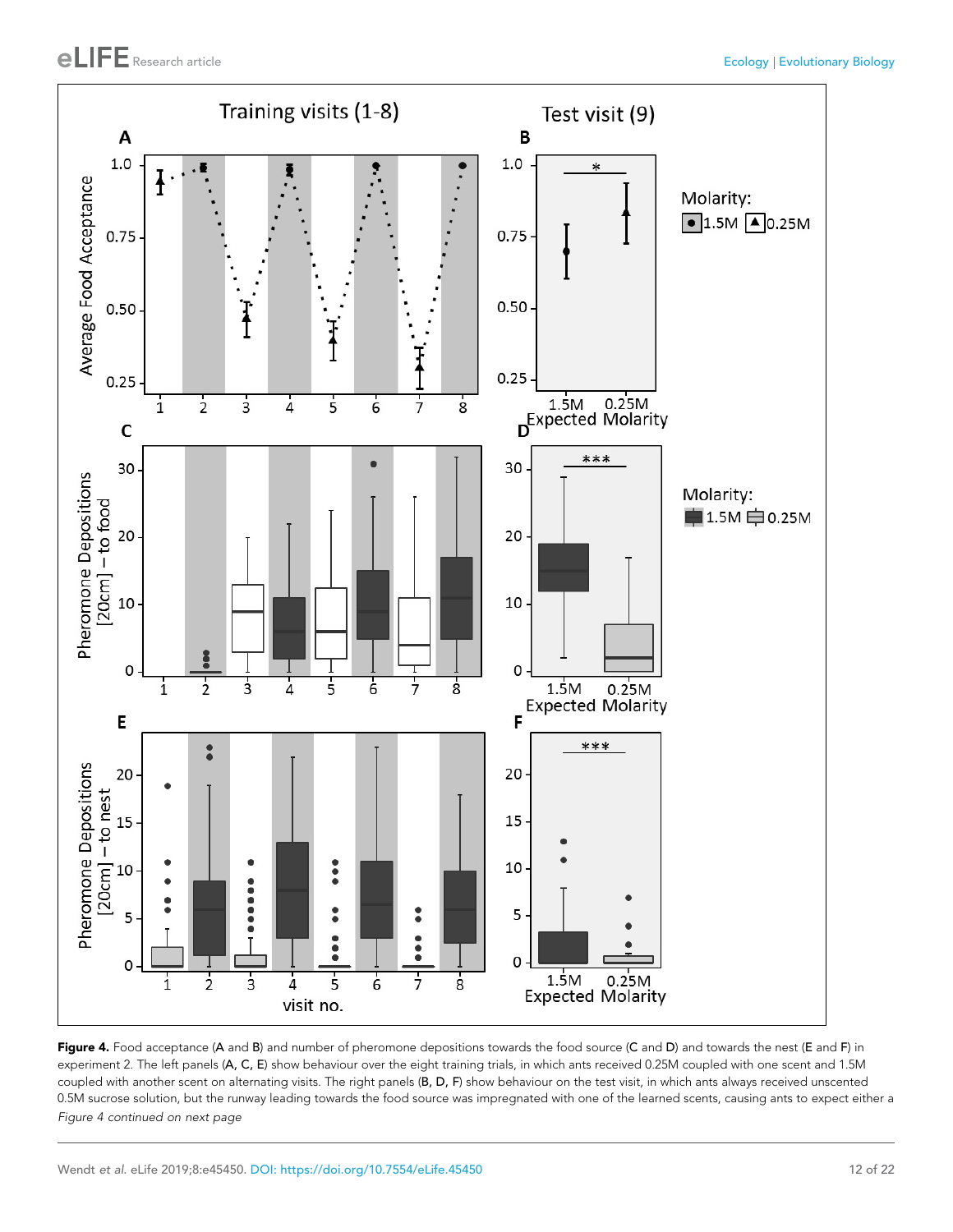**Figure 4.** Food acceptance (A and B) and number of pheromone depositions towards the food source (C and D) and towards the nest (E and F) in experiment 2. The left panels (A, C, E) show behaviour over the eight training trials, in which ants received 0.25M coupled with one scent and 1.5M coupled with another scent on alternating visits. The right panels (B, D, F) show behaviour on the test visit, in which ants always received unscented 0.5M sucrose solution, but the runway leading towards the food source was impregnated with one of the learned scents, causing ants to expect either a

*Figure 4 continued on next page*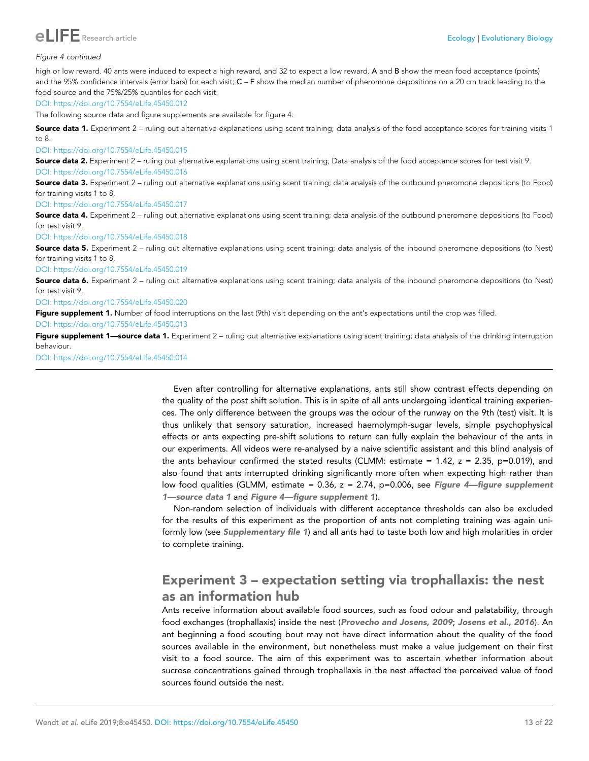*Figure 4 continued*

high or low reward. 40 ants were induced to expect a high reward, and 32 to expect a low reward. **A** and **B** show the mean food acceptance (points) and the 95% confidence intervals (error bars) for each visit; **C – F** show the median number of pheromone depositions on a 20 cm track leading to the food source and the 75%/25% quantiles for each visit.

DOI: https://doi.org/10.7554/eLife.45450.012

The following source data and figure supplements are available for figure 4:

**Source data 1.** Experiment 2 – ruling out alternative explanations using scent training; data analysis of the food acceptance scores for training visits 1 to 8.

DOI: https://doi.org/10.7554/eLife.45450.015

**Source data 2.** Experiment 2 – ruling out alternative explanations using scent training; Data analysis of the food acceptance scores for test visit 9.

DOI: https://doi.org/10.7554/eLife.45450.016

**Source data 3.** Experiment 2 – ruling out alternative explanations using scent training; data analysis of the outbound pheromone depositions (to Food) for training visits 1 to 8.

DOI: https://doi.org/10.7554/eLife.45450.017

**Source data 4.** Experiment 2 – ruling out alternative explanations using scent training; data analysis of the outbound pheromone depositions (to Food) for test visit 9.

DOI: https://doi.org/10.7554/eLife.45450.018

**Source data 5.** Experiment 2 – ruling out alternative explanations using scent training; data analysis of the inbound pheromone depositions (to Nest) for training visits 1 to 8.

DOI: https://doi.org/10.7554/eLife.45450.019

**Source data 6.** Experiment 2 – ruling out alternative explanations using scent training; data analysis of the inbound pheromone depositions (to Nest) for test visit 9.

DOI: https://doi.org/10.7554/eLife.45450.020

**Figure supplement 1.** Number of food interruptions on the last (9th) visit depending on the ant's expectations until the crop was filled.

DOI: https://doi.org/10.7554/eLife.45450.013

**Figure supplement 1—source data 1.** Experiment 2 – ruling out alternative explanations using scent training; data analysis of the drinking interruption behaviour.

DOI: https://doi.org/10.7554/eLife.45450.014

Even after controlling for alternative explanations, ants still show contrast effects depending on the quality of the post shift solution. This is in spite of all ants undergoing identical training experiences. The only difference between the groups was the odour of the runway on the 9th (test) visit. It is thus unlikely that sensory saturation, increased haemolymph-sugar levels, simple psychophysical effects or ants expecting pre-shift solutions to return can fully explain the behaviour of the ants in our experiments. All videos were re-analysed by a naive scientific assistant and this blind analysis of the ants behaviour confirmed the stated results (CLMM: estimate = 1.42, z = 2.35, p=0.019), and also found that ants interrupted drinking significantly more often when expecting high rather than low food qualities (GLMM, estimate = 0.36, z = 2.74, p=0.006, see ***Figure 4—figure supplement 1—source data 1*** and ***Figure 4—figure supplement 1***).

Non-random selection of individuals with different acceptance thresholds can also be excluded for the results of this experiment as the proportion of ants not completing training was again uniformly low (see ***Supplementary file 1***) and all ants had to taste both low and high molarities in order to complete training.

## Experiment 3 – expectation setting via trophallaxis: the nest as an information hub

Ants receive information about available food sources, such as food odour and palatability, through food exchanges (trophallaxis) inside the nest (***Provecho and Josens, 2009***; ***Josens et al., 2016***). An ant beginning a food scouting bout may not have direct information about the quality of the food sources available in the environment, but nonetheless must make a value judgement on their first visit to a food source. The aim of this experiment was to ascertain whether information about sucrose concentrations gained through trophallaxis in the nest affected the perceived value of food sources found outside the nest.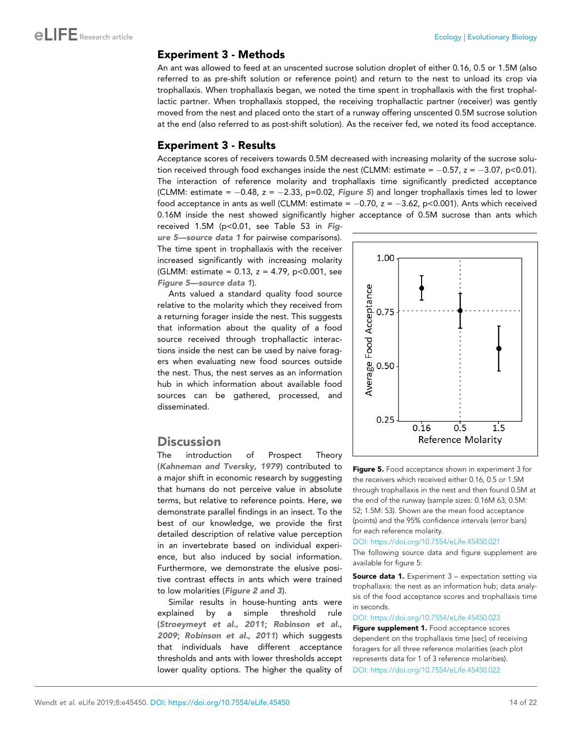## Experiment 3 - Methods

An ant was allowed to feed at an unscented sucrose solution droplet of either 0.16, 0.5 or 1.5M (also referred to as pre-shift solution or reference point) and return to the nest to unload its crop via trophallaxis. When trophallaxis began, we noted the time spent in trophallaxis with the first trophallactic partner. When trophallaxis stopped, the receiving trophallactic partner (receiver) was gently moved from the nest and placed onto the start of a runway offering unscented 0.5M sucrose solution at the end (also referred to as post-shift solution). As the receiver fed, we noted its food acceptance.

## Experiment 3 - Results

Acceptance scores of receivers towards 0.5M decreased with increasing molarity of the sucrose solution received through food exchanges inside the nest (CLMM: estimate = −0.57, z = −3.07, $p<0.01$). The interaction of reference molarity and trophallaxis time significantly predicted acceptance (CLMM: estimate = −0.48, z = −2.33, p=0.02, *Figure 5*) and longer trophallaxis times led to lower food acceptance in ants as well (CLMM: estimate = −0.70, z = −3.62, $p<0.001$). Ants which received 0.16M inside the nest showed significantly higher acceptance of 0.5M sucrose than ants which received 1.5M ($p<0.01$, see Table S3 in *Figure 5—source data 1* for pairwise comparisons). The time spent in trophallaxis with the receiver increased significantly with increasing molarity (GLMM: estimate = 0.13, z = 4.79, $p<0.001$, see *Figure 5—source data 1*).

Ants valued a standard quality food source relative to the molarity which they received from a returning forager inside the nest. This suggests that information about the quality of a food source received through trophallactic interactions inside the nest can be used by naive foragers when evaluating new food sources outside the nest. Thus, the nest serves as an information hub in which information about available food sources can be gathered, processed, and disseminated.

**Figure 5.** Food acceptance shown in experiment 3 for the receivers which received either 0.16, 0.5 or 1.5M through trophallaxis in the nest and then found 0.5M at the end of the runway (sample sizes: 0.16M 63; 0.5M: 52; 1.5M: 53). Shown are the mean food acceptance (points) and the 95% confidence intervals (error bars) for each reference molarity.

DOI: https://doi.org/10.7554/eLife.45450.021

The following source data and figure supplement are available for figure 5:

**Source data 1.** Experiment 3 – expectation setting via trophallaxis: the nest as an information hub; data analysis of the food acceptance scores and trophallaxis time in seconds.

DOI: https://doi.org/10.7554/eLife.45450.023

**Figure supplement 1.** Food acceptance scores dependent on the trophallaxis time [sec] of receiving foragers for all three reference molarities (each plot represents data for 1 of 3 reference molarities).

DOI: https://doi.org/10.7554/eLife.45450.022

# Discussion

The introduction of Prospect Theory (*Kahneman and Tversky, 1979*) contributed to a major shift in economic research by suggesting that humans do not perceive value in absolute terms, but relative to reference points. Here, we demonstrate parallel findings in an insect. To the best of our knowledge, we provide the first detailed description of relative value perception in an invertebrate based on individual experience, but also induced by social information. Furthermore, we demonstrate the elusive positive contrast effects in ants which were trained to low molarities (*Figure 2 and 3*).

Similar results in house-hunting ants were explained by a simple threshold rule (*Stroeymeyt et al., 2011*; *Robinson et al., 2009*; *Robinson et al., 2011*) which suggests that individuals have different acceptance thresholds and ants with lower thresholds accept lower quality options. The higher the quality of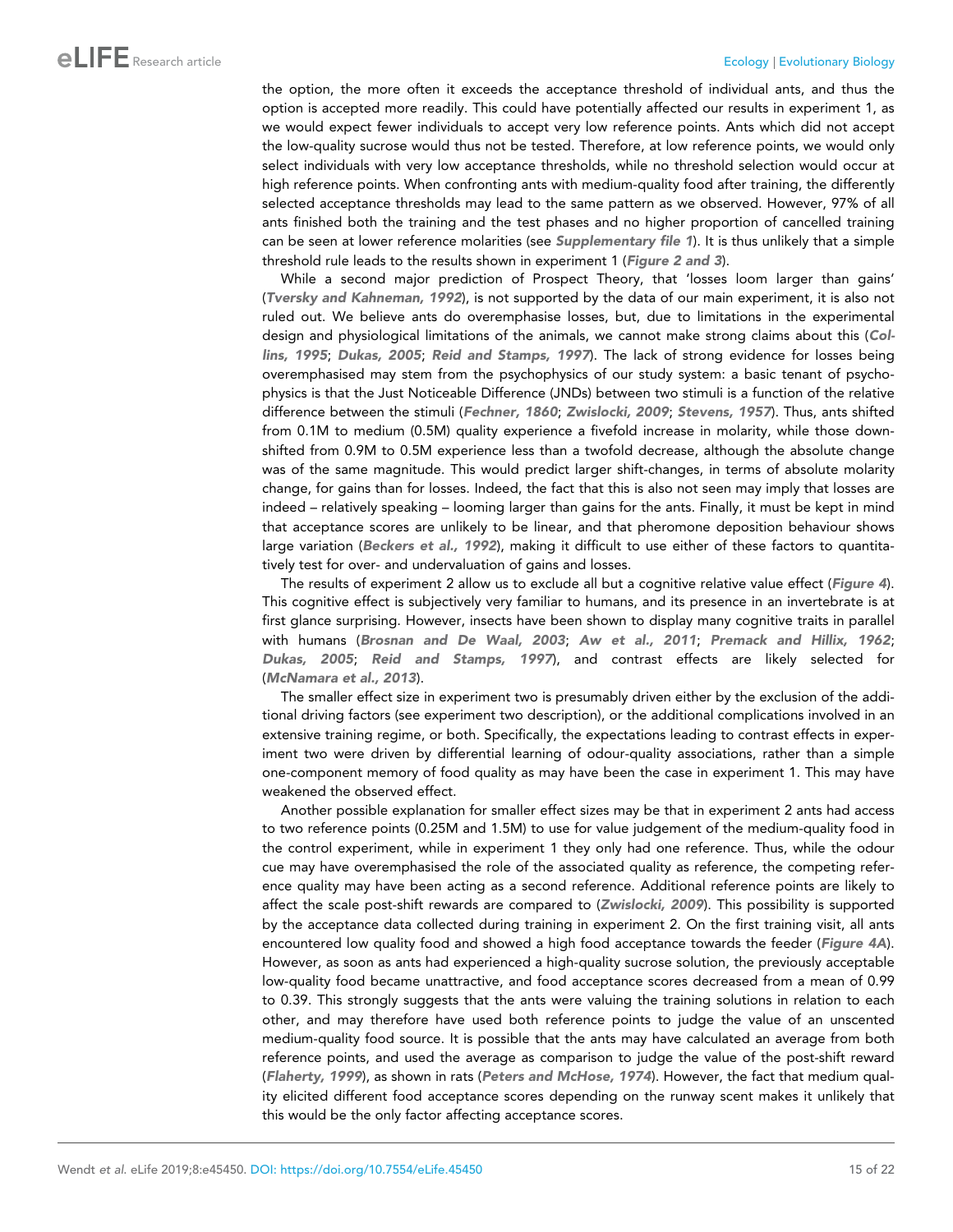the option, the more often it exceeds the acceptance threshold of individual ants, and thus the option is accepted more readily. This could have potentially affected our results in experiment 1, as we would expect fewer individuals to accept very low reference points. Ants which did not accept the low-quality sucrose would thus not be tested. Therefore, at low reference points, we would only select individuals with very low acceptance thresholds, while no threshold selection would occur at high reference points. When confronting ants with medium-quality food after training, the differently selected acceptance thresholds may lead to the same pattern as we observed. However, 97% of all ants finished both the training and the test phases and no higher proportion of cancelled training can be seen at lower reference molarities (see ***Supplementary file 1***). It is thus unlikely that a simple threshold rule leads to the results shown in experiment 1 (***Figure 2 and 3***).

While a second major prediction of Prospect Theory, that 'losses loom larger than gains' (***Tversky and Kahneman, 1992***), is not supported by the data of our main experiment, it is also not ruled out. We believe ants do overemphasise losses, but, due to limitations in the experimental design and physiological limitations of the animals, we cannot make strong claims about this (***Collins, 1995***; ***Dukas, 2005***; ***Reid and Stamps, 1997***). The lack of strong evidence for losses being overemphasised may stem from the psychophysics of our study system: a basic tenant of psychophysics is that the Just Noticeable Difference (JNDs) between two stimuli is a function of the relative difference between the stimuli (***Fechner, 1860***; ***Zwislocki, 2009***; ***Stevens, 1957***). Thus, ants shifted from 0.1M to medium (0.5M) quality experience a fivefold increase in molarity, while those downshifted from 0.9M to 0.5M experience less than a twofold decrease, although the absolute change was of the same magnitude. This would predict larger shift-changes, in terms of absolute molarity change, for gains than for losses. Indeed, the fact that this is also not seen may imply that losses are indeed – relatively speaking – looming larger than gains for the ants. Finally, it must be kept in mind that acceptance scores are unlikely to be linear, and that pheromone deposition behaviour shows large variation (***Beckers et al., 1992***), making it difficult to use either of these factors to quantitatively test for over- and undervaluation of gains and losses.

The results of experiment 2 allow us to exclude all but a cognitive relative value effect (***Figure 4***). This cognitive effect is subjectively very familiar to humans, and its presence in an invertebrate is at first glance surprising. However, insects have been shown to display many cognitive traits in parallel with humans (***Brosnan and De Waal, 2003***; ***Aw et al., 2011***; ***Premack and Hillix, 1962***; ***Dukas, 2005***; ***Reid and Stamps, 1997***), and contrast effects are likely selected for (***McNamara et al., 2013***).

The smaller effect size in experiment two is presumably driven either by the exclusion of the additional driving factors (see experiment two description), or the additional complications involved in an extensive training regime, or both. Specifically, the expectations leading to contrast effects in experiment two were driven by differential learning of odour-quality associations, rather than a simple one-component memory of food quality as may have been the case in experiment 1. This may have weakened the observed effect.

Another possible explanation for smaller effect sizes may be that in experiment 2 ants had access to two reference points (0.25M and 1.5M) to use for value judgement of the medium-quality food in the control experiment, while in experiment 1 they only had one reference. Thus, while the odour cue may have overemphasised the role of the associated quality as reference, the competing reference quality may have been acting as a second reference. Additional reference points are likely to affect the scale post-shift rewards are compared to (***Zwislocki, 2009***). This possibility is supported by the acceptance data collected during training in experiment 2. On the first training visit, all ants encountered low quality food and showed a high food acceptance towards the feeder (***Figure 4A***). However, as soon as ants had experienced a high-quality sucrose solution, the previously acceptable low-quality food became unattractive, and food acceptance scores decreased from a mean of 0.99 to 0.39. This strongly suggests that the ants were valuing the training solutions in relation to each other, and may therefore have used both reference points to judge the value of an unscented medium-quality food source. It is possible that the ants may have calculated an average from both reference points, and used the average as comparison to judge the value of the post-shift reward (***Flaherty, 1999***), as shown in rats (***Peters and McHose, 1974***). However, the fact that medium quality elicited different food acceptance scores depending on the runway scent makes it unlikely that this would be the only factor affecting acceptance scores.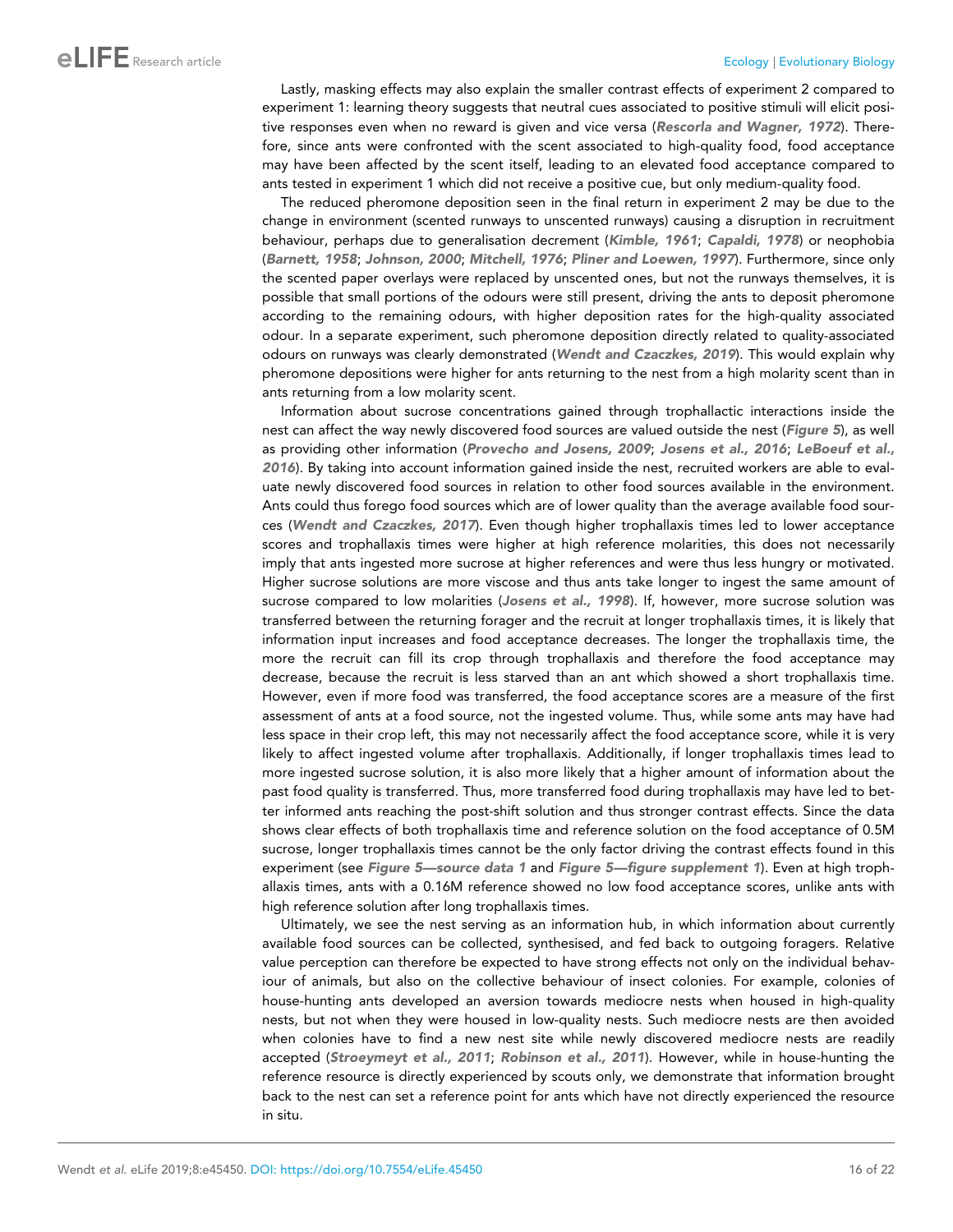Lastly, masking effects may also explain the smaller contrast effects of experiment 2 compared to experiment 1: learning theory suggests that neutral cues associated to positive stimuli will elicit positive responses even when no reward is given and vice versa (**Rescorla and Wagner, 1972**). Therefore, since ants were confronted with the scent associated to high-quality food, food acceptance may have been affected by the scent itself, leading to an elevated food acceptance compared to ants tested in experiment 1 which did not receive a positive cue, but only medium-quality food.

The reduced pheromone deposition seen in the final return in experiment 2 may be due to the change in environment (scented runways to unscented runways) causing a disruption in recruitment behaviour, perhaps due to generalisation decrement (**Kimble, 1961**; **Capaldi, 1978**) or neophobia (**Barnett, 1958**; **Johnson, 2000**; **Mitchell, 1976**; **Pliner and Loewen, 1997**). Furthermore, since only the scented paper overlays were replaced by unscented ones, but not the runways themselves, it is possible that small portions of the odours were still present, driving the ants to deposit pheromone according to the remaining odours, with higher deposition rates for the high-quality associated odour. In a separate experiment, such pheromone deposition directly related to quality-associated odours on runways was clearly demonstrated (**Wendt and Czaczkes, 2019**). This would explain why pheromone depositions were higher for ants returning to the nest from a high molarity scent than in ants returning from a low molarity scent.

Information about sucrose concentrations gained through trophallactic interactions inside the nest can affect the way newly discovered food sources are valued outside the nest (**Figure 5**), as well as providing other information (**Provecho and Josens, 2009**; **Josens et al., 2016**; **LeBoeuf et al., 2016**). By taking into account information gained inside the nest, recruited workers are able to evaluate newly discovered food sources in relation to other food sources available in the environment. Ants could thus forego food sources which are of lower quality than the average available food sources (**Wendt and Czaczkes, 2017**). Even though higher trophallaxis times led to lower acceptance scores and trophallaxis times were higher at high reference molarities, this does not necessarily imply that ants ingested more sucrose at higher references and were thus less hungry or motivated. Higher sucrose solutions are more viscose and thus ants take longer to ingest the same amount of sucrose compared to low molarities (**Josens et al., 1998**). If, however, more sucrose solution was transferred between the returning forager and the recruit at longer trophallaxis times, it is likely that information input increases and food acceptance decreases. The longer the trophallaxis time, the more the recruit can fill its crop through trophallaxis and therefore the food acceptance may decrease, because the recruit is less starved than an ant which showed a short trophallaxis time. However, even if more food was transferred, the food acceptance scores are a measure of the first assessment of ants at a food source, not the ingested volume. Thus, while some ants may have had less space in their crop left, this may not necessarily affect the food acceptance score, while it is very likely to affect ingested volume after trophallaxis. Additionally, if longer trophallaxis times lead to more ingested sucrose solution, it is also more likely that a higher amount of information about the past food quality is transferred. Thus, more transferred food during trophallaxis may have led to better informed ants reaching the post-shift solution and thus stronger contrast effects. Since the data shows clear effects of both trophallaxis time and reference solution on the food acceptance of 0.5M sucrose, longer trophallaxis times cannot be the only factor driving the contrast effects found in this experiment (see **Figure 5—source data 1** and **Figure 5—figure supplement 1**). Even at high trophallaxis times, ants with a 0.16M reference showed no low food acceptance scores, unlike ants with high reference solution after long trophallaxis times.

Ultimately, we see the nest serving as an information hub, in which information about currently available food sources can be collected, synthesised, and fed back to outgoing foragers. Relative value perception can therefore be expected to have strong effects not only on the individual behaviour of animals, but also on the collective behaviour of insect colonies. For example, colonies of house-hunting ants developed an aversion towards mediocre nests when housed in high-quality nests, but not when they were housed in low-quality nests. Such mediocre nests are then avoided when colonies have to find a new nest site while newly discovered mediocre nests are readily accepted (**Stroeymeyt et al., 2011**; **Robinson et al., 2011**). However, while in house-hunting the reference resource is directly experienced by scouts only, we demonstrate that information brought back to the nest can set a reference point for ants which have not directly experienced the resource in situ.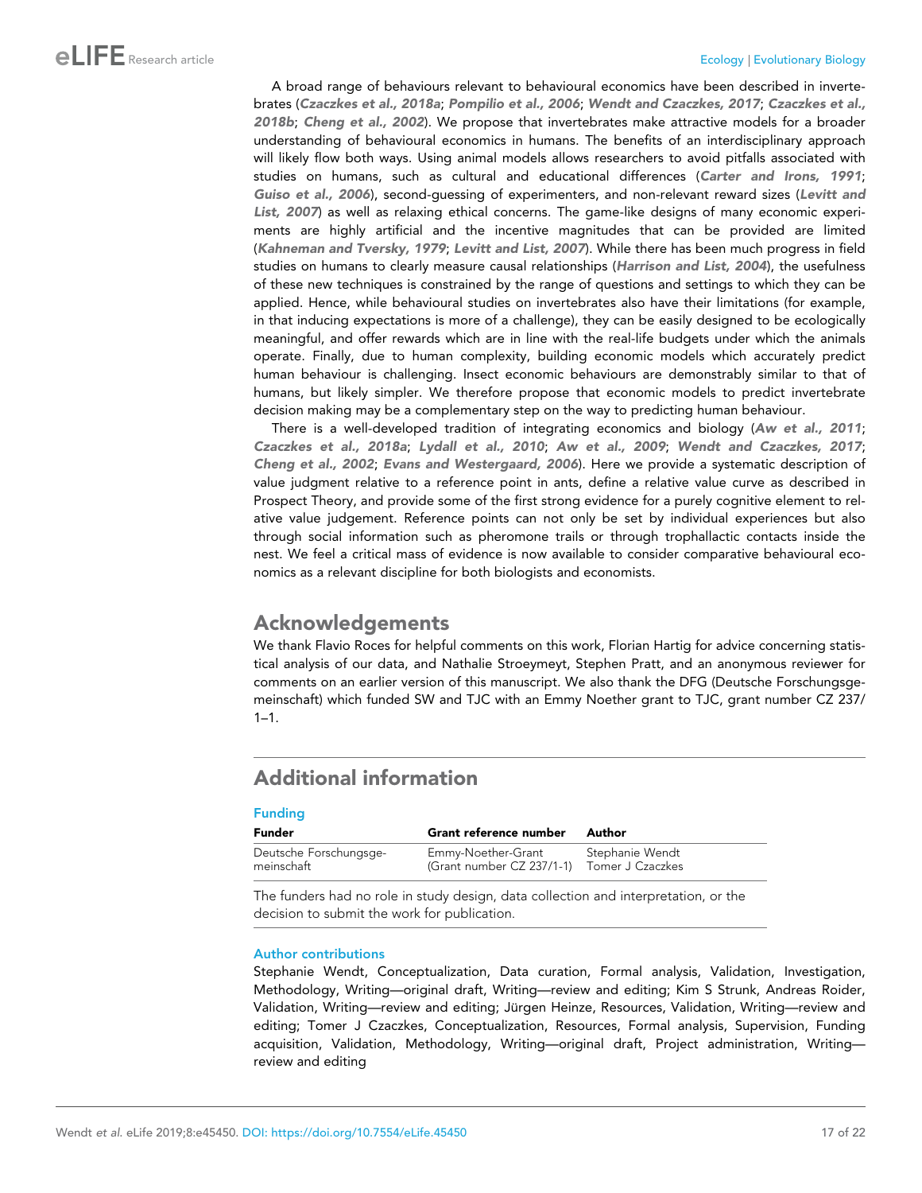A broad range of behaviours relevant to behavioural economics have been described in invertebrates (**Czaczkes et al., 2018a**; **Pompilio et al., 2006**; **Wendt and Czaczkes, 2017**; **Czaczkes et al., 2018b**; **Cheng et al., 2002**). We propose that invertebrates make attractive models for a broader understanding of behavioural economics in humans. The benefits of an interdisciplinary approach will likely flow both ways. Using animal models allows researchers to avoid pitfalls associated with studies on humans, such as cultural and educational differences (**Carter and Irons, 1991**; **Guiso et al., 2006**), second-guessing of experimenters, and non-relevant reward sizes (**Levitt and List, 2007**) as well as relaxing ethical concerns. The game-like designs of many economic experiments are highly artificial and the incentive magnitudes that can be provided are limited (**Kahneman and Tversky, 1979**; **Levitt and List, 2007**). While there has been much progress in field studies on humans to clearly measure causal relationships (**Harrison and List, 2004**), the usefulness of these new techniques is constrained by the range of questions and settings to which they can be applied. Hence, while behavioural studies on invertebrates also have their limitations (for example, in that inducing expectations is more of a challenge), they can be easily designed to be ecologically meaningful, and offer rewards which are in line with the real-life budgets under which the animals operate. Finally, due to human complexity, building economic models which accurately predict human behaviour is challenging. Insect economic behaviours are demonstrably similar to that of humans, but likely simpler. We therefore propose that economic models to predict invertebrate decision making may be a complementary step on the way to predicting human behaviour.

There is a well-developed tradition of integrating economics and biology (**Aw et al., 2011**; **Czaczkes et al., 2018a**; **Lydall et al., 2010**; **Aw et al., 2009**; **Wendt and Czaczkes, 2017**; **Cheng et al., 2002**; **Evans and Westergaard, 2006**). Here we provide a systematic description of value judgment relative to a reference point in ants, define a relative value curve as described in Prospect Theory, and provide some of the first strong evidence for a purely cognitive element to relative value judgement. Reference points can not only be set by individual experiences but also through social information such as pheromone trails or through trophallactic contacts inside the nest. We feel a critical mass of evidence is now available to consider comparative behavioural economics as a relevant discipline for both biologists and economists.

## Acknowledgements

We thank Flavio Roces for helpful comments on this work, Florian Hartig for advice concerning statistical analysis of our data, and Nathalie Stroeymeyt, Stephen Pratt, and an anonymous reviewer for comments on an earlier version of this manuscript. We also thank the DFG (Deutsche Forschungsgemeinschaft) which funded SW and TJC with an Emmy Noether grant to TJC, grant number CZ 237/1–1.

## Additional information

### Funding

| Funder | Grant reference number | Author |
|---|---|---|
| Deutsche Forschungsgemeinschaft | Emmy-Noether-Grant (Grant number CZ 237/1-1) | Stephanie Wendt<br>Tomer J Czaczkes |

The funders had no role in study design, data collection and interpretation, or the decision to submit the work for publication.

### Author contributions

Stephanie Wendt, Conceptualization, Data curation, Formal analysis, Validation, Investigation, Methodology, Writing—original draft, Writing—review and editing; Kim S Strunk, Andreas Roider, Validation, Writing—review and editing; Jürgen Heinze, Resources, Validation, Writing—review and editing; Tomer J Czaczkes, Conceptualization, Resources, Formal analysis, Supervision, Funding acquisition, Validation, Methodology, Writing—original draft, Project administration, Writing—review and editing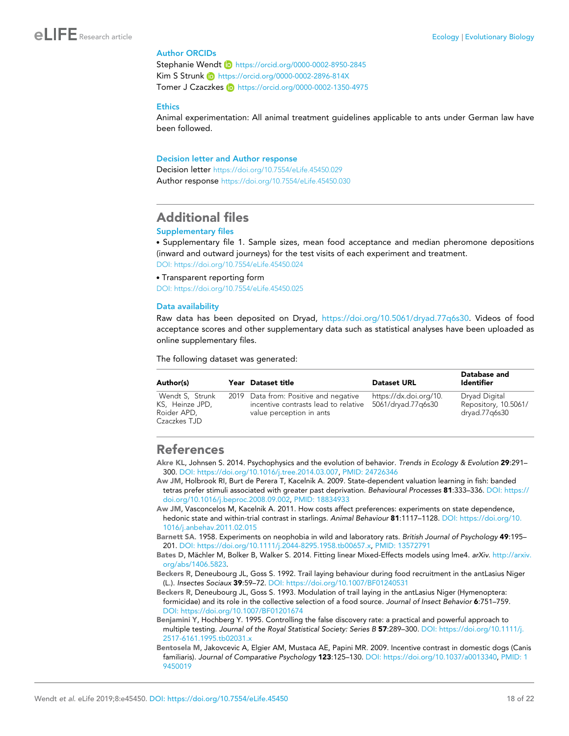### Author ORCIDs

Stephanie Wendt https://orcid.org/0000-0002-8950-2845
Kim S Strunk https://orcid.org/0000-0002-2896-814X
Tomer J Czaczkes https://orcid.org/0000-0002-1350-4975

### Ethics

Animal experimentation: All animal treatment guidelines applicable to ants under German law have been followed.

### Decision letter and Author response

Decision letter https://doi.org/10.7554/eLife.45450.029
Author response https://doi.org/10.7554/eLife.45450.030

## Additional files

### Supplementary files

- Supplementary file 1. Sample sizes, mean food acceptance and median pheromone depositions (inward and outward journeys) for the test visits of each experiment and treatment.
DOI: https://doi.org/10.7554/eLife.45450.024
- Transparent reporting form
DOI: https://doi.org/10.7554/eLife.45450.025

### Data availability

Raw data has been deposited on Dryad, https://doi.org/10.5061/dryad.77q6s30. Videos of food acceptance scores and other supplementary data such as statistical analyses have been uploaded as online supplementary files.

The following dataset was generated:

| Author(s) | Year | Dataset title | Dataset URL | Database and Identifier |
|---|---|---|---|---|
| Wendt S, Strunk KS, Heinze JPD, Roider APD, Czaczkes TJD | 2019 | Data from: Positive and negative incentive contrasts lead to relative value perception in ants | https://dx.doi.org/10.5061/dryad.77q6s30 | Dryad Digital Repository, 10.5061/dryad.77q6s30 |

## References

Akre KL, Johnsen S. 2014. Psychophysics and the evolution of behavior. *Trends in Ecology & Evolution* **29**:291–300. DOI: https://doi.org/10.1016/j.tree.2014.03.007, PMID: 24726346

Aw JM, Holbrook RI, Burt de Perera T, Kacelnik A. 2009. State-dependent valuation learning in fish: banded tetras prefer stimuli associated with greater past deprivation. *Behavioural Processes* **81**:333–336. DOI: https://doi.org/10.1016/j.beproc.2008.09.002, PMID: 18834933

Aw JM, Vasconcelos M, Kacelnik A. 2011. How costs affect preferences: experiments on state dependence, hedonic state and within-trial contrast in starlings. *Animal Behaviour* **81**:1117–1128. DOI: https://doi.org/10.1016/j.anbehav.2011.02.015

Barnett SA. 1958. Experiments on neophobia in wild and laboratory rats. *British Journal of Psychology* **49**:195–201. DOI: https://doi.org/10.1111/j.2044-8295.1958.tb00657.x, PMID: 13572791

Bates D, Mächler M, Bolker B, Walker S. 2014. Fitting linear Mixed-Effects models using lme4. *arXiv*. http://arxiv.org/abs/1406.5823.

Beckers R, Deneubourg JL, Goss S. 1992. Trail laying behaviour during food recruitment in the antLasius Niger (L.). *Insectes Sociaux* **39**:59–72. DOI: https://doi.org/10.1007/BF01240531

Beckers R, Deneubourg JL, Goss S. 1993. Modulation of trail laying in the antLasius Niger (Hymenoptera: formicidae) and its role in the collective selection of a food source. *Journal of Insect Behavior* **6**:751–759. DOI: https://doi.org/10.1007/BF01201674

Benjamini Y, Hochberg Y. 1995. Controlling the false discovery rate: a practical and powerful approach to multiple testing. *Journal of the Royal Statistical Society: Series B* **57**:289–300. DOI: https://doi.org/10.1111/j.2517-6161.1995.tb02031.x

Bentosela M, Jakovcevic A, Elgier AM, Mustaca AE, Papini MR. 2009. Incentive contrast in domestic dogs (Canis familiaris). *Journal of Comparative Psychology* **123**:125–130. DOI: https://doi.org/10.1037/a0013340, PMID: 19450019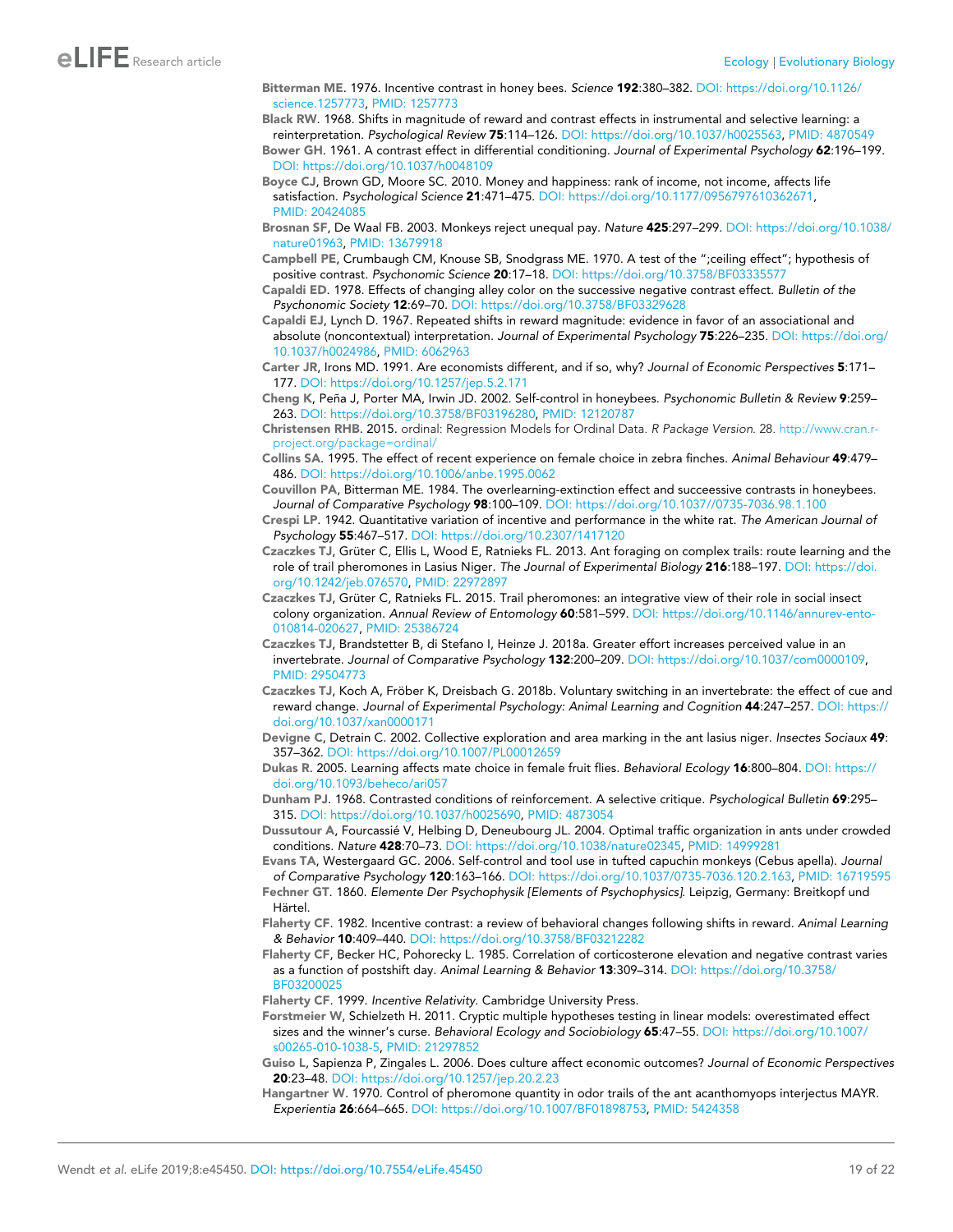**Bitterman ME**. 1976. Incentive contrast in honey bees. *Science* **192**:380–382. DOI: https://doi.org/10.1126/science.1257773, PMID: 1257773

**Black RW**. 1968. Shifts in magnitude of reward and contrast effects in instrumental and selective learning: a reinterpretation. *Psychological Review* **75**:114–126. DOI: https://doi.org/10.1037/h0025563, PMID: 4870549

**Bower GH**. 1961. A contrast effect in differential conditioning. *Journal of Experimental Psychology* **62**:196–199. DOI: https://doi.org/10.1037/h0048109

**Boyce CJ**, Brown GD, Moore SC. 2010. Money and happiness: rank of income, not income, affects life satisfaction. *Psychological Science* **21**:471–475. DOI: https://doi.org/10.1177/0956797610362671, PMID: 20424085

**Brosnan SF**, De Waal FB. 2003. Monkeys reject unequal pay. *Nature* **425**:297–299. DOI: https://doi.org/10.1038/nature01963, PMID: 13679918

**Campbell PE**, Crumbaugh CM, Knouse SB, Snodgrass ME. 1970. A test of the ";ceiling effect"; hypothesis of positive contrast. *Psychonomic Science* **20**:17–18. DOI: https://doi.org/10.3758/BF03335577

**Capaldi ED**. 1978. Effects of changing alley color on the successive negative contrast effect. *Bulletin of the Psychonomic Society* **12**:69–70. DOI: https://doi.org/10.3758/BF03329628

**Capaldi EJ**, Lynch D. 1967. Repeated shifts in reward magnitude: evidence in favor of an associational and absolute (noncontextual) interpretation. *Journal of Experimental Psychology* **75**:226–235. DOI: https://doi.org/10.1037/h0024986, PMID: 6062963

**Carter JR**, Irons MD. 1991. Are economists different, and if so, why? *Journal of Economic Perspectives* **5**:171–177. DOI: https://doi.org/10.1257/jep.5.2.171

**Cheng K**, Peña J, Porter MA, Irwin JD. 2002. Self-control in honeybees. *Psychonomic Bulletin & Review* **9**:259–263. DOI: https://doi.org/10.3758/BF03196280, PMID: 12120787

**Christensen RHB**. 2015. ordinal: Regression Models for Ordinal Data. *R Package Version*. 28. http://www.cran.r-project.org/package=ordinal/

**Collins SA**. 1995. The effect of recent experience on female choice in zebra finches. *Animal Behaviour* **49**:479–486. DOI: https://doi.org/10.1006/anbe.1995.0062

**Couvillon PA**, Bitterman ME. 1984. The overlearning-extinction effect and succeessive contrasts in honeybees. *Journal of Comparative Psychology* **98**:100–109. DOI: https://doi.org/10.1037//0735-7036.98.1.100

**Crespi LP**. 1942. Quantitative variation of incentive and performance in the white rat. *The American Journal of Psychology* **55**:467–517. DOI: https://doi.org/10.2307/1417120

**Czaczkes TJ**, Grüter C, Ellis L, Wood E, Ratnieks FL. 2013. Ant foraging on complex trails: route learning and the role of trail pheromones in Lasius Niger. *The Journal of Experimental Biology* **216**:188–197. DOI: https://doi.org/10.1242/jeb.076570, PMID: 22972897

**Czaczkes TJ**, Grüter C, Ratnieks FL. 2015. Trail pheromones: an integrative view of their role in social insect colony organization. *Annual Review of Entomology* **60**:581–599. DOI: https://doi.org/10.1146/annurev-ento-010814-020627, PMID: 25386724

**Czaczkes TJ**, Brandstetter B, di Stefano I, Heinze J. 2018a. Greater effort increases perceived value in an invertebrate. *Journal of Comparative Psychology* **132**:200–209. DOI: https://doi.org/10.1037/com0000109, PMID: 29504773

**Czaczkes TJ**, Koch A, Fröber K, Dreisbach G. 2018b. Voluntary switching in an invertebrate: the effect of cue and reward change. *Journal of Experimental Psychology: Animal Learning and Cognition* **44**:247–257. DOI: https://doi.org/10.1037/xan0000171

**Devigne C**, Detrain C. 2002. Collective exploration and area marking in the ant lasius niger. *Insectes Sociaux* **49**:357–362. DOI: https://doi.org/10.1007/PL00012659

**Dukas R**. 2005. Learning affects mate choice in female fruit flies. *Behavioral Ecology* **16**:800–804. DOI: https://doi.org/10.1093/beheco/ari057

**Dunham PJ**. 1968. Contrasted conditions of reinforcement. A selective critique. *Psychological Bulletin* **69**:295–315. DOI: https://doi.org/10.1037/h0025690, PMID: 4873054

**Dussutour A**, Fourcassié V, Helbing D, Deneubourg JL. 2004. Optimal traffic organization in ants under crowded conditions. *Nature* **428**:70–73. DOI: https://doi.org/10.1038/nature02345, PMID: 14999281

**Evans TA**, Westergaard GC. 2006. Self-control and tool use in tufted capuchin monkeys (Cebus apella). *Journal of Comparative Psychology* **120**:163–166. DOI: https://doi.org/10.1037/0735-7036.120.2.163, PMID: 16719595

**Fechner GT**. 1860. *Elemente Der Psychophysik [Elements of Psychophysics]*. Leipzig, Germany: Breitkopf und Härtel.

**Flaherty CF**. 1982. Incentive contrast: a review of behavioral changes following shifts in reward. *Animal Learning & Behavior* **10**:409–440. DOI: https://doi.org/10.3758/BF03212282

**Flaherty CF**, Becker HC, Pohorecky L. 1985. Correlation of corticosterone elevation and negative contrast varies as a function of postshift day. *Animal Learning & Behavior* **13**:309–314. DOI: https://doi.org/10.3758/BF03200025

**Flaherty CF**. 1999. *Incentive Relativity*. Cambridge University Press.

**Forstmeier W**, Schielzeth H. 2011. Cryptic multiple hypotheses testing in linear models: overestimated effect sizes and the winner's curse. *Behavioral Ecology and Sociobiology* **65**:47–55. DOI: https://doi.org/10.1007/s00265-010-1038-5, PMID: 21297852

**Guiso L**, Sapienza P, Zingales L. 2006. Does culture affect economic outcomes? *Journal of Economic Perspectives* **20**:23–48. DOI: https://doi.org/10.1257/jep.20.2.23

**Hangartner W**. 1970. Control of pheromone quantity in odor trails of the ant acanthomyops interjectus MAYR. *Experientia* **26**:664–665. DOI: https://doi.org/10.1007/BF01898753, PMID: 5424358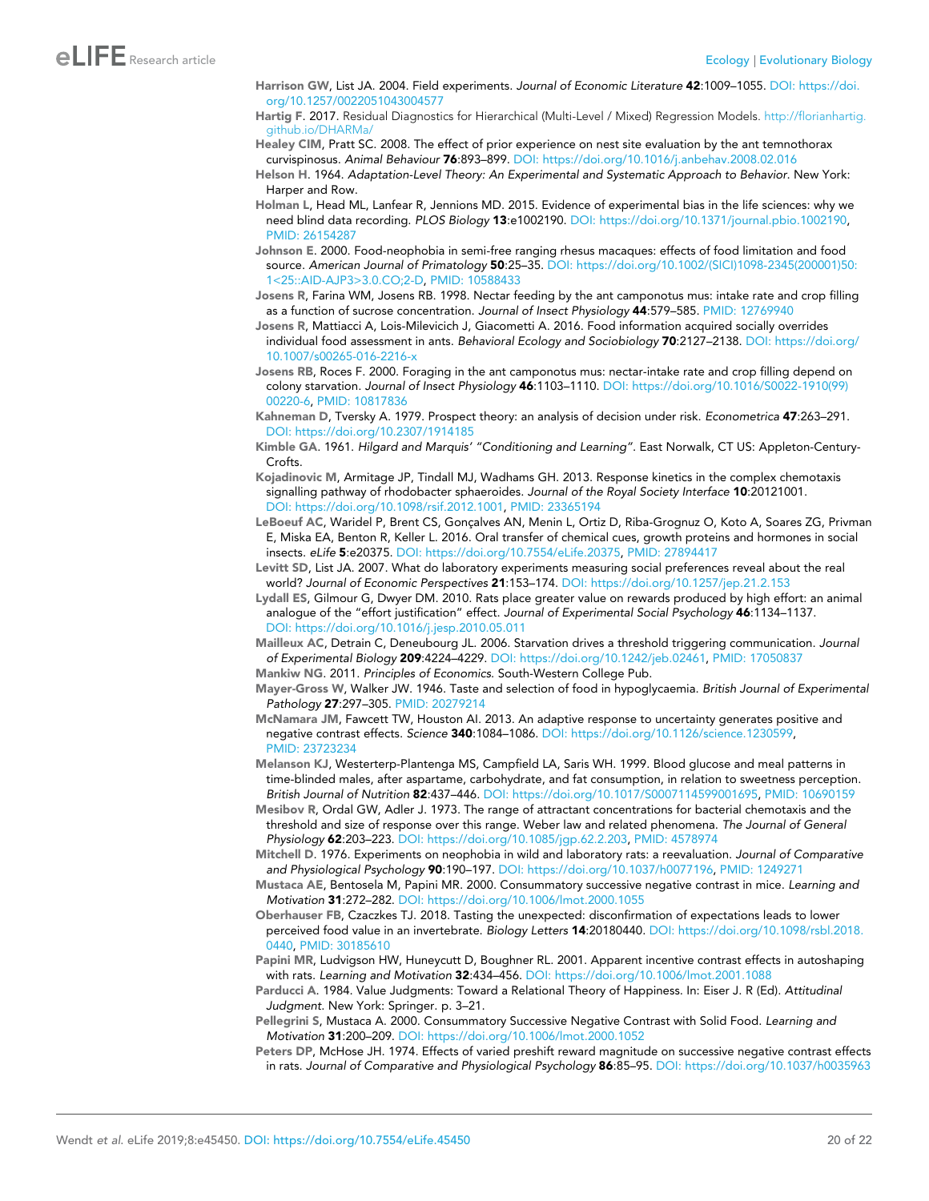Harrison GW, List JA. 2004. Field experiments. *Journal of Economic Literature* **42**:1009–1055. DOI: https://doi.org/10.1257/0022051043004577

Hartig F. 2017. Residual Diagnostics for Hierarchical (Multi-Level / Mixed) Regression Models. http://florianhartig.github.io/DHARMa/

Healey CIM, Pratt SC. 2008. The effect of prior experience on nest site evaluation by the ant temnothorax curvispinosus. *Animal Behaviour* **76**:893–899. DOI: https://doi.org/10.1016/j.anbehav.2008.02.016

Helson H. 1964. *Adaptation-Level Theory: An Experimental and Systematic Approach to Behavior*. New York: Harper and Row.

Holman L, Head ML, Lanfear R, Jennions MD. 2015. Evidence of experimental bias in the life sciences: why we need blind data recording. *PLOS Biology* **13**:e1002190. DOI: https://doi.org/10.1371/journal.pbio.1002190, PMID: 26154287

Johnson E. 2000. Food-neophobia in semi-free ranging rhesus macaques: effects of food limitation and food source. *American Journal of Primatology* **50**:25–35. DOI: https://doi.org/10.1002/(SICI)1098-2345(200001)50:1<25::AID-AJP3>3.0.CO;2-D, PMID: 10588433

Josens R, Farina WM, Josens RB. 1998. Nectar feeding by the ant camponotus mus: intake rate and crop filling as a function of sucrose concentration. *Journal of Insect Physiology* **44**:579–585. PMID: 12769940

Josens R, Mattiacci A, Lois-Milevicich J, Giacometti A. 2016. Food information acquired socially overrides individual food assessment in ants. *Behavioral Ecology and Sociobiology* **70**:2127–2138. DOI: https://doi.org/10.1007/s00265-016-2216-x

Josens RB, Roces F. 2000. Foraging in the ant camponotus mus: nectar-intake rate and crop filling depend on colony starvation. *Journal of Insect Physiology* **46**:1103–1110. DOI: https://doi.org/10.1016/S0022-1910(99)00220-6, PMID: 10817836

Kahneman D, Tversky A. 1979. Prospect theory: an analysis of decision under risk. *Econometrica* **47**:263–291. DOI: https://doi.org/10.2307/1914185

Kimble GA. 1961. *Hilgard and Marquis' "Conditioning and Learning"*. East Norwalk, CT US: Appleton-Century-Crofts.

Kojadinovic M, Armitage JP, Tindall MJ, Wadhams GH. 2013. Response kinetics in the complex chemotaxis signalling pathway of rhodobacter sphaeroides. *Journal of the Royal Society Interface* **10**:20121001. DOI: https://doi.org/10.1098/rsif.2012.1001, PMID: 23365194

LeBoeuf AC, Waridel P, Brent CS, Gonçalves AN, Menin L, Ortiz D, Riba-Grognuz O, Koto A, Soares ZG, Privman E, Miska EA, Benton R, Keller L. 2016. Oral transfer of chemical cues, growth proteins and hormones in social insects. *eLife* **5**:e20375. DOI: https://doi.org/10.7554/eLife.20375, PMID: 27894417

Levitt SD, List JA. 2007. What do laboratory experiments measuring social preferences reveal about the real world? *Journal of Economic Perspectives* **21**:153–174. DOI: https://doi.org/10.1257/jep.21.2.153

Lydall ES, Gilmour G, Dwyer DM. 2010. Rats place greater value on rewards produced by high effort: an animal analogue of the "effort justification" effect. *Journal of Experimental Social Psychology* **46**:1134–1137. DOI: https://doi.org/10.1016/j.jesp.2010.05.011

Mailleux AC, Detrain C, Deneubourg JL. 2006. Starvation drives a threshold triggering communication. *Journal of Experimental Biology* **209**:4224–4229. DOI: https://doi.org/10.1242/jeb.02461, PMID: 17050837

Mankiw NG. 2011. *Principles of Economics*. South-Western College Pub.

Mayer-Gross W, Walker JW. 1946. Taste and selection of food in hypoglycaemia. *British Journal of Experimental Pathology* **27**:297–305. PMID: 20279214

McNamara JM, Fawcett TW, Houston AI. 2013. An adaptive response to uncertainty generates positive and negative contrast effects. *Science* **340**:1084–1086. DOI: https://doi.org/10.1126/science.1230599, PMID: 23723234

Melanson KJ, Westerterp-Plantenga MS, Campfield LA, Saris WH. 1999. Blood glucose and meal patterns in time-blinded males, after aspartame, carbohydrate, and fat consumption, in relation to sweetness perception. *British Journal of Nutrition* **82**:437–446. DOI: https://doi.org/10.1017/S0007114599001695, PMID: 10690159

Mesibov R, Ordal GW, Adler J. 1973. The range of attractant concentrations for bacterial chemotaxis and the threshold and size of response over this range. Weber law and related phenomena. *The Journal of General Physiology* **62**:203–223. DOI: https://doi.org/10.1085/jgp.62.2.203, PMID: 4578974

Mitchell D. 1976. Experiments on neophobia in wild and laboratory rats: a reevaluation. *Journal of Comparative and Physiological Psychology* **90**:190–197. DOI: https://doi.org/10.1037/h0077196, PMID: 1249271

Mustaca AE, Bentosela M, Papini MR. 2000. Consummatory successive negative contrast in mice. *Learning and Motivation* **31**:272–282. DOI: https://doi.org/10.1006/lmot.2000.1055

Oberhauser FB, Czaczkes TJ. 2018. Tasting the unexpected: disconfirmation of expectations leads to lower perceived food value in an invertebrate. *Biology Letters* **14**:20180440. DOI: https://doi.org/10.1098/rsbl.2018.0440, PMID: 30185610

Papini MR, Ludvigson HW, Huneycutt D, Boughner RL. 2001. Apparent incentive contrast effects in autoshaping with rats. *Learning and Motivation* **32**:434–456. DOI: https://doi.org/10.1006/lmot.2001.1088

Parducci A. 1984. Value Judgments: Toward a Relational Theory of Happiness. In: Eiser J. R (Ed). *Attitudinal Judgment*. New York: Springer. p. 3–21.

Pellegrini S, Mustaca A. 2000. Consummatory Successive Negative Contrast with Solid Food. *Learning and Motivation* **31**:200–209. DOI: https://doi.org/10.1006/lmot.2000.1052

Peters DP, McHose JH. 1974. Effects of varied preshift reward magnitude on successive negative contrast effects in rats. *Journal of Comparative and Physiological Psychology* **86**:85–95. DOI: https://doi.org/10.1037/h0035963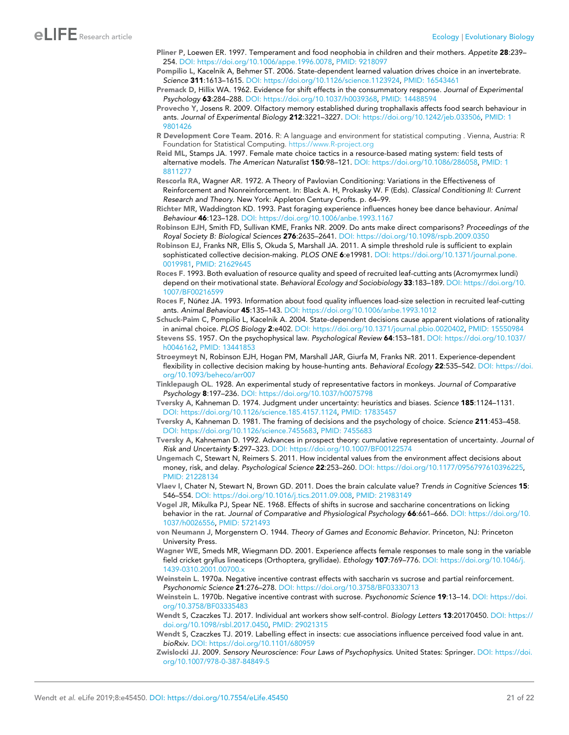Pliner P, Loewen ER. 1997. Temperament and food neophobia in children and their mothers. *Appetite* **28**:239–254. DOI: https://doi.org/10.1006/appe.1996.0078, PMID: 9218097

Pompilio L, Kacelnik A, Behmer ST. 2006. State-dependent learned valuation drives choice in an invertebrate. *Science* **311**:1613–1615. DOI: https://doi.org/10.1126/science.1123924, PMID: 16543461

Premack D, Hillix WA. 1962. Evidence for shift effects in the consummatory response. *Journal of Experimental Psychology* **63**:284–288. DOI: https://doi.org/10.1037/h0039368, PMID: 14488594

Provecho Y, Josens R. 2009. Olfactory memory established during trophallaxis affects food search behaviour in ants. *Journal of Experimental Biology* **212**:3221–3227. DOI: https://doi.org/10.1242/jeb.033506, PMID: 19801426

R Development Core Team. 2016. R: A language and environment for statistical computing . Vienna, Austria: R Foundation for Statistical Computing. https://www.R-project.org

Reid ML, Stamps JA. 1997. Female mate choice tactics in a resource-based mating system: field tests of alternative models. *The American Naturalist* **150**:98–121. DOI: https://doi.org/10.1086/286058, PMID: 18811277

Rescorla RA, Wagner AR. 1972. A Theory of Pavlovian Conditioning: Variations in the Effectiveness of Reinforcement and Nonreinforcement. In: Black A. H, Prokasky W. F (Eds). *Classical Conditioning II: Current Research and Theory*. New York: Appleton Century Crofts. p. 64–99.

Richter MR, Waddington KD. 1993. Past foraging experience influences honey bee dance behaviour. *Animal Behaviour* **46**:123–128. DOI: https://doi.org/10.1006/anbe.1993.1167

Robinson EJH, Smith FD, Sullivan KME, Franks NR. 2009. Do ants make direct comparisons? *Proceedings of the Royal Society B: Biological Sciences* **276**:2635–2641. DOI: https://doi.org/10.1098/rspb.2009.0350

Robinson EJ, Franks NR, Ellis S, Okuda S, Marshall JA. 2011. A simple threshold rule is sufficient to explain sophisticated collective decision-making. *PLOS ONE* **6**:e19981. DOI: https://doi.org/10.1371/journal.pone.0019981, PMID: 21629645

Roces F. 1993. Both evaluation of resource quality and speed of recruited leaf-cutting ants (Acromyrmex lundi) depend on their motivational state. *Behavioral Ecology and Sociobiology* **33**:183–189. DOI: https://doi.org/10.1007/BF00216599

Roces F, Núñez JA. 1993. Information about food quality influences load-size selection in recruited leaf-cutting ants. *Animal Behaviour* **45**:135–143. DOI: https://doi.org/10.1006/anbe.1993.1012

Schuck-Paim C, Pompilio L, Kacelnik A. 2004. State-dependent decisions cause apparent violations of rationality in animal choice. *PLOS Biology* **2**:e402. DOI: https://doi.org/10.1371/journal.pbio.0020402, PMID: 15550984

Stevens SS. 1957. On the psychophysical law. *Psychological Review* **64**:153–181. DOI: https://doi.org/10.1037/h0046162, PMID: 13441853

Stroeymeyt N, Robinson EJH, Hogan PM, Marshall JAR, Giurfa M, Franks NR. 2011. Experience-dependent flexibility in collective decision making by house-hunting ants. *Behavioral Ecology* **22**:535–542. DOI: https://doi.org/10.1093/beheco/arr007

Tinklepaugh OL. 1928. An experimental study of representative factors in monkeys. *Journal of Comparative Psychology* **8**:197–236. DOI: https://doi.org/10.1037/h0075798

Tversky A, Kahneman D. 1974. Judgment under uncertainty: heuristics and biases. *Science* **185**:1124–1131. DOI: https://doi.org/10.1126/science.185.4157.1124, PMID: 17835457

Tversky A, Kahneman D. 1981. The framing of decisions and the psychology of choice. *Science* **211**:453–458. DOI: https://doi.org/10.1126/science.7455683, PMID: 7455683

Tversky A, Kahneman D. 1992. Advances in prospect theory: cumulative representation of uncertainty. *Journal of Risk and Uncertainty* **5**:297–323. DOI: https://doi.org/10.1007/BF00122574

Ungemach C, Stewart N, Reimers S. 2011. How incidental values from the environment affect decisions about money, risk, and delay. *Psychological Science* **22**:253–260. DOI: https://doi.org/10.1177/0956797610396225, PMID: 21228134

Vlaev I, Chater N, Stewart N, Brown GD. 2011. Does the brain calculate value? *Trends in Cognitive Sciences* **15**:546–554. DOI: https://doi.org/10.1016/j.tics.2011.09.008, PMID: 21983149

Vogel JR, Mikulka PJ, Spear NE. 1968. Effects of shifts in sucrose and saccharine concentrations on licking behavior in the rat. *Journal of Comparative and Physiological Psychology* **66**:661–666. DOI: https://doi.org/10.1037/h0026556, PMID: 5721493

von Neumann J, Morgenstern O. 1944. *Theory of Games and Economic Behavior*. Princeton, NJ: Princeton University Press.

Wagner WE, Smeds MR, Wiegmann DD. 2001. Experience affects female responses to male song in the variable field cricket gryllus lineaticeps (Orthoptera, gryllidae). *Ethology* **107**:769–776. DOI: https://doi.org/10.1046/j.1439-0310.2001.00700.x

Weinstein L. 1970a. Negative incentive contrast effects with saccharin vs sucrose and partial reinforcement. *Psychonomic Science* **21**:276–278. DOI: https://doi.org/10.3758/BF03330713

Weinstein L. 1970b. Negative incentive contrast with sucrose. *Psychonomic Science* **19**:13–14. DOI: https://doi.org/10.3758/BF03335483

Wendt S, Czaczkes TJ. 2017. Individual ant workers show self-control. *Biology Letters* **13**:20170450. DOI: https://doi.org/10.1098/rsbl.2017.0450, PMID: 29021315

Wendt S, Czaczkes TJ. 2019. Labelling effect in insects: cue associations influence perceived food value in ant. *bioRxiv*. DOI: https://doi.org/10.1101/680959

Zwislocki JJ. 2009. *Sensory Neuroscience: Four Laws of Psychophysics*. United States: Springer. DOI: https://doi.org/10.1007/978-0-387-84849-5